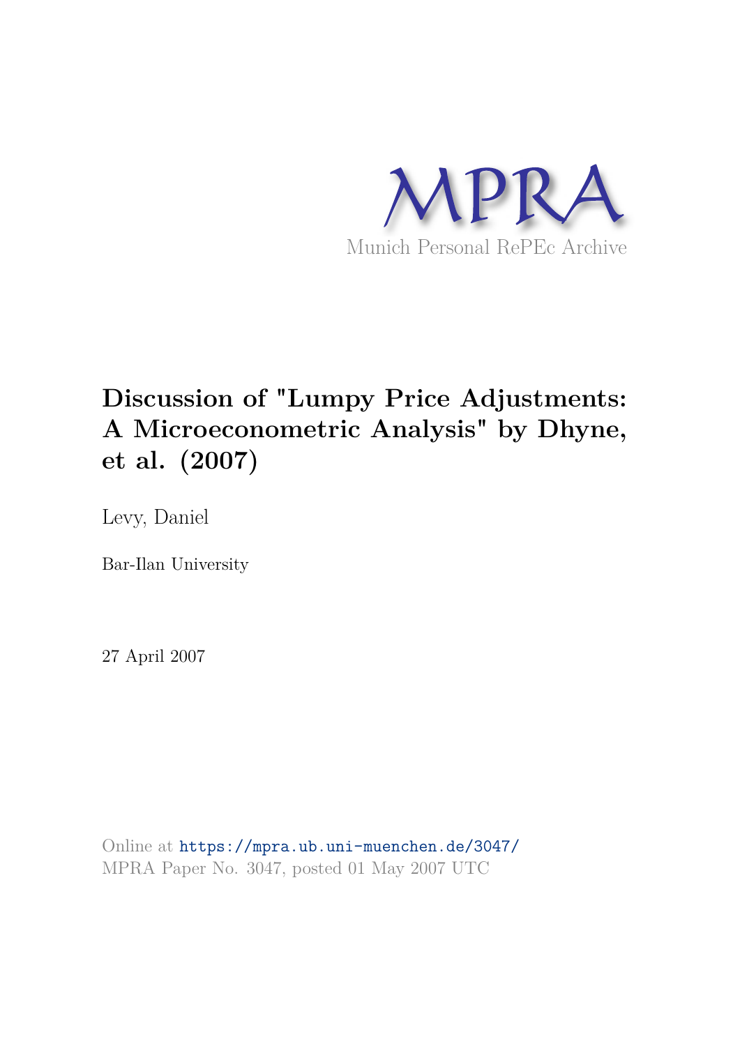MPRA

Munich Personal RePEc Archive

# Discussion of "Lumpy Price Adjustments: A Microeconometric Analysis" by Dhyne, et al. (2007)

Levy, Daniel

Bar-Ilan University

27 April 2007

Online at https://mpra.ub.uni-muenchen.de/3047/
MPRA Paper No. 3047, posted 01 May 2007 UTC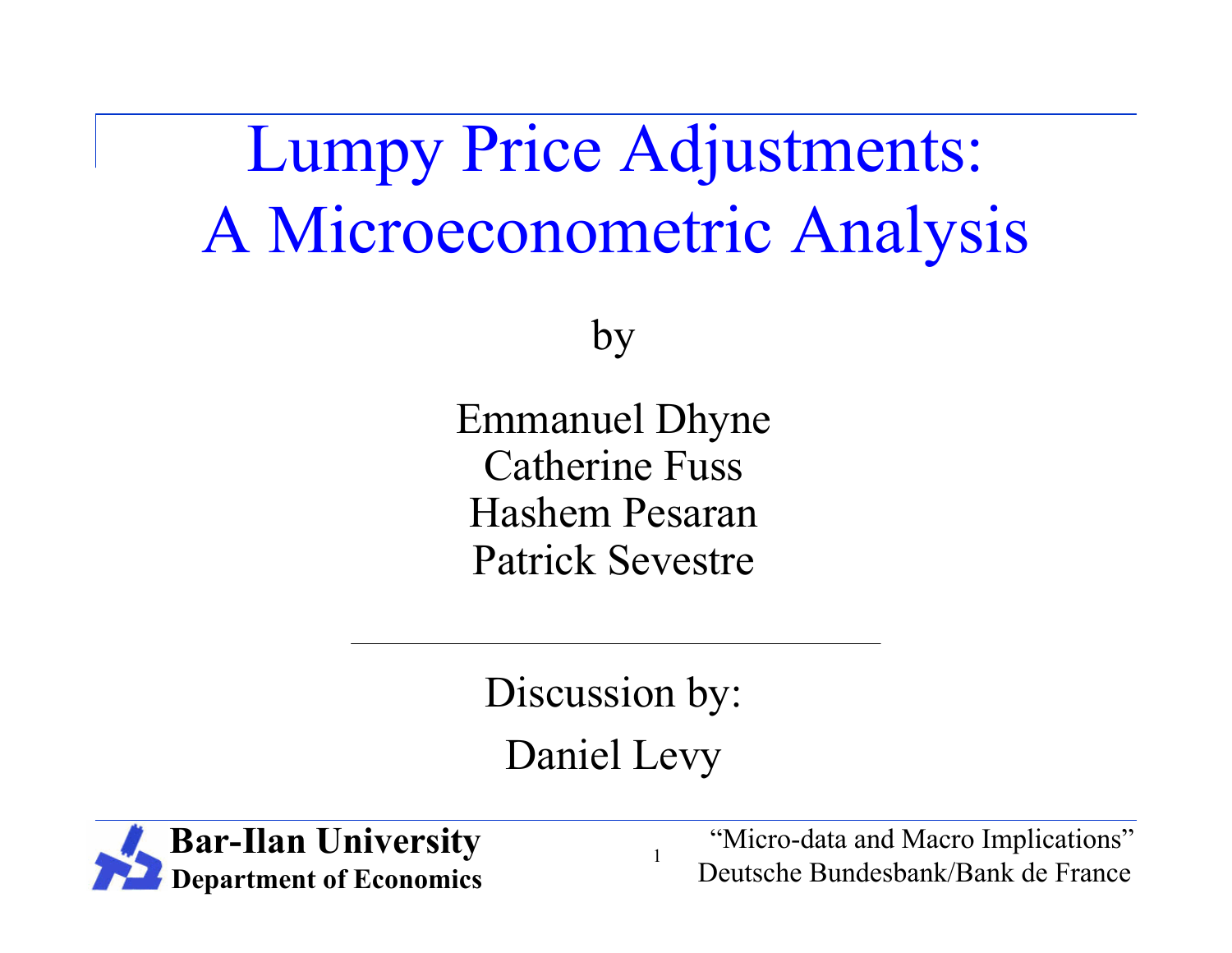# Lumpy Price Adjustments: A Microeconometric Analysis

by

Emmanuel Dhyne
Catherine Fuss
Hashem Pesaran
Patrick Sevestre

---

Discussion by:

Daniel Levy

**Bar-Ilan University**
**Department of Economics**

"Micro-data and Macro Implications"
Deutsche Bundesbank/Bank de France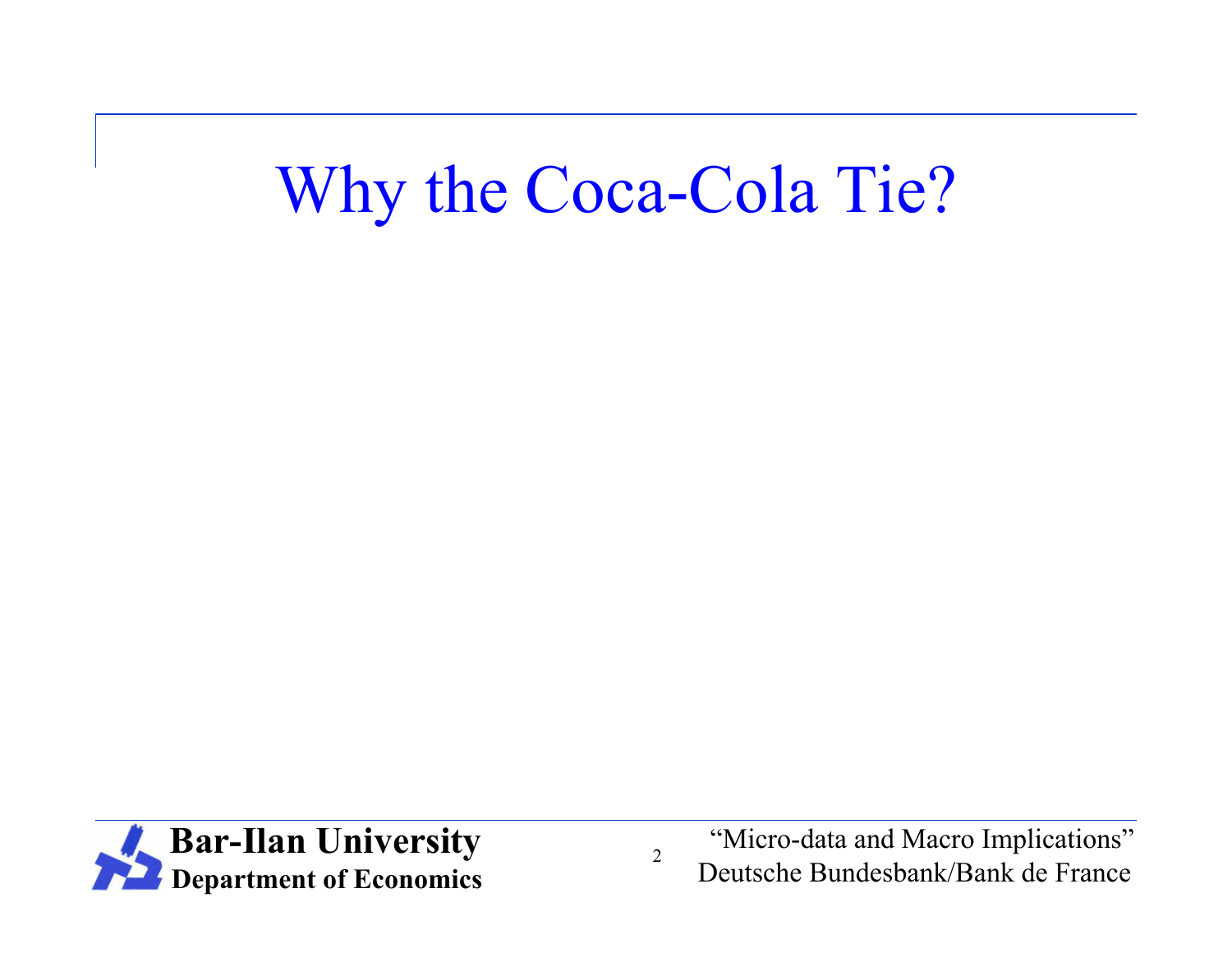# Why the Coca-Cola Tie?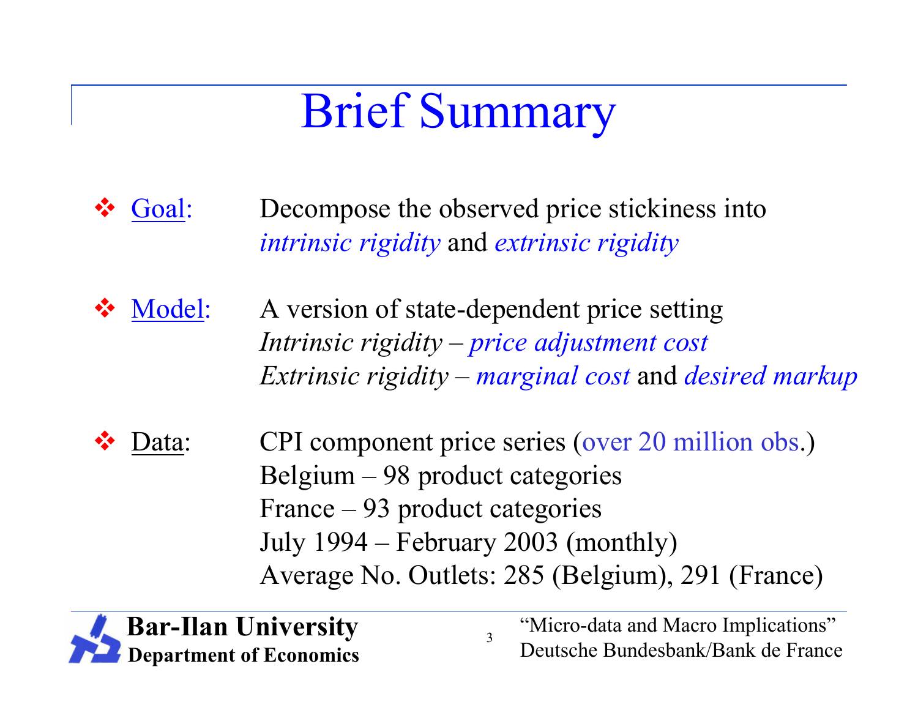# Brief Summary

- **Goal:** Decompose the observed price stickiness into *intrinsic rigidity* and *extrinsic rigidity*

- **Model:** A version of state-dependent price setting
  *Intrinsic rigidity* – *price adjustment cost*
  *Extrinsic rigidity* – *marginal cost* and *desired markup*

- **Data:** CPI component price series (over 20 million obs.)
  Belgium – 98 product categories
  France – 93 product categories
  July 1994 – February 2003 (monthly)
  Average No. Outlets: 285 (Belgium), 291 (France)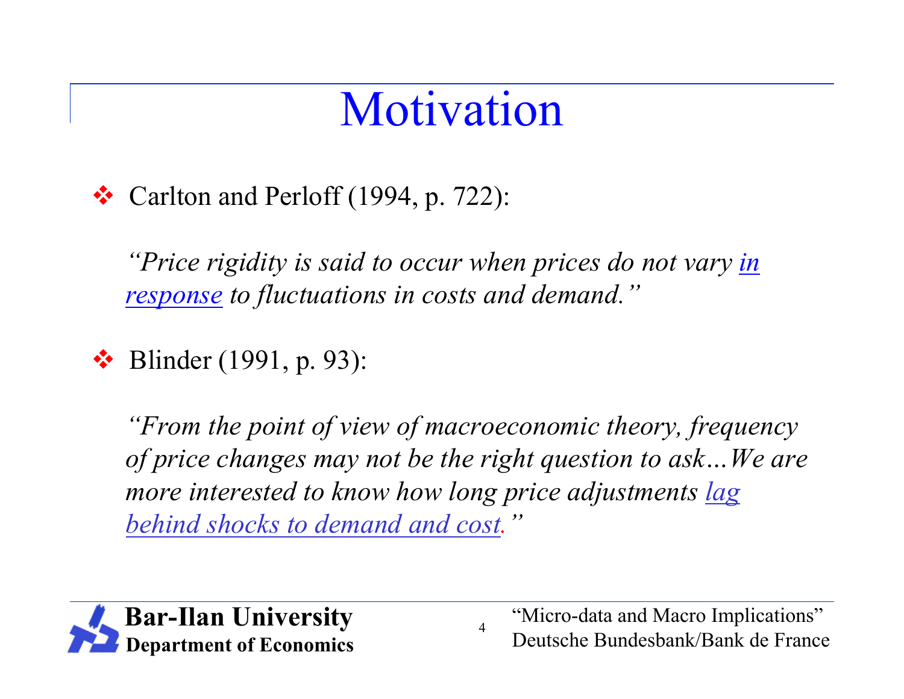# Motivation

- Carlton and Perloff (1994, p. 722):

  *"Price rigidity is said to occur when prices do not vary in response to fluctuations in costs and demand."*

- Blinder (1991, p. 93):

  *"From the point of view of macroeconomic theory, frequency of price changes may not be the right question to ask…We are more interested to know how long price adjustments lag behind shocks to demand and cost."*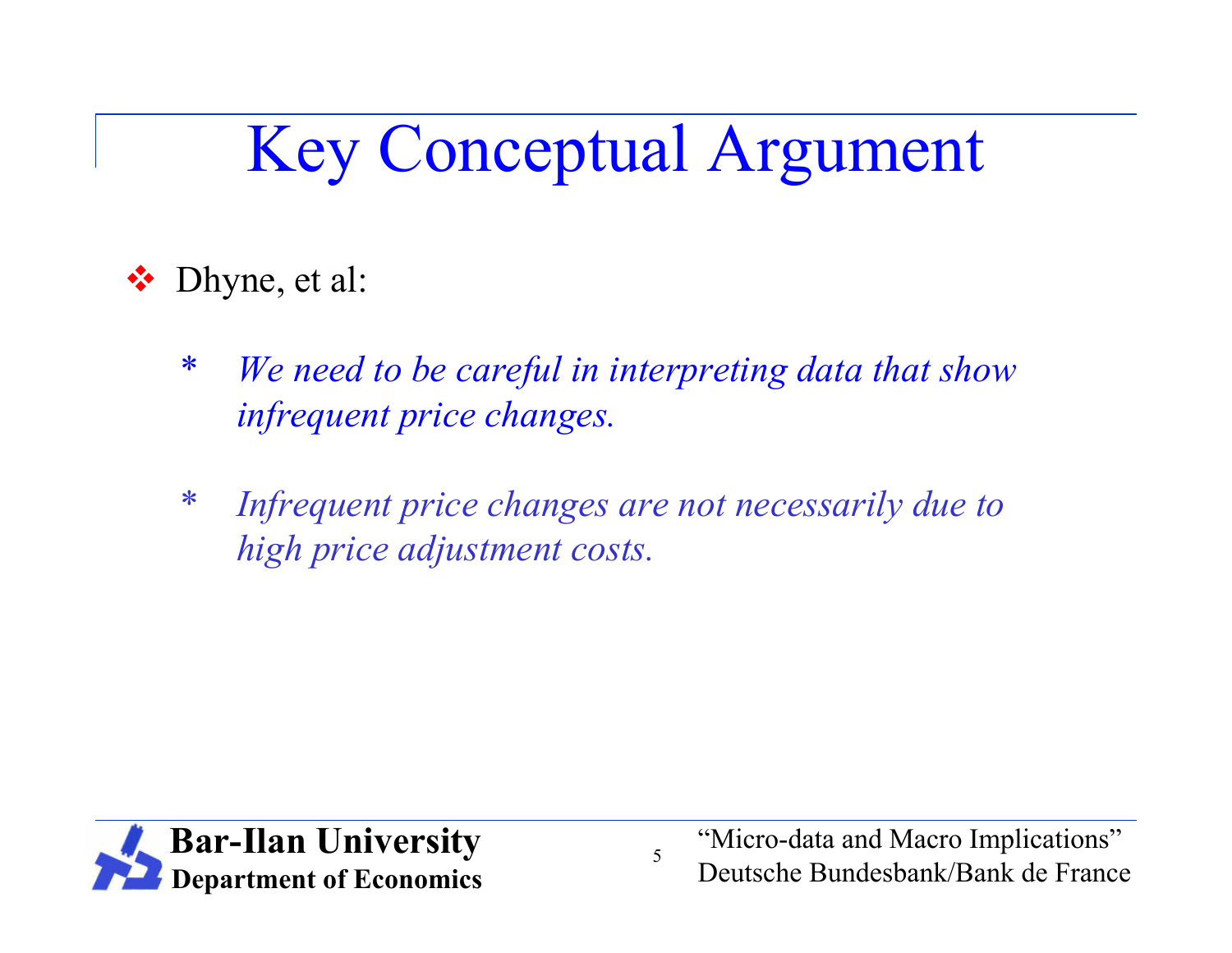# Key Conceptual Argument

- Dhyne, et al:

    * *We need to be careful in interpreting data that show infrequent price changes.*

    * *Infrequent price changes are not necessarily due to high price adjustment costs.*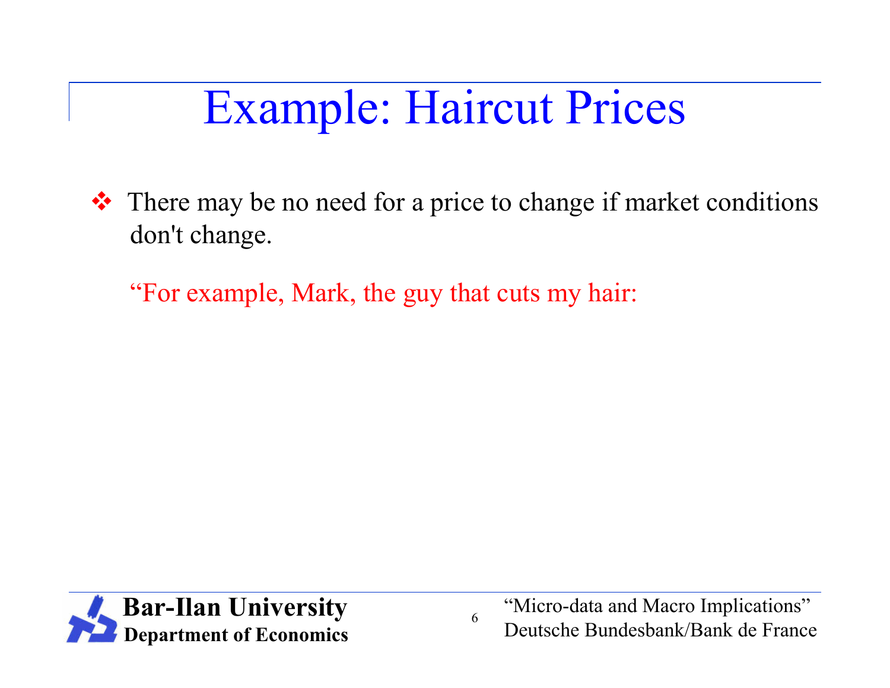# Example: Haircut Prices

- There may be no need for a price to change if market conditions don't change.

  "For example, Mark, the guy that cuts my hair: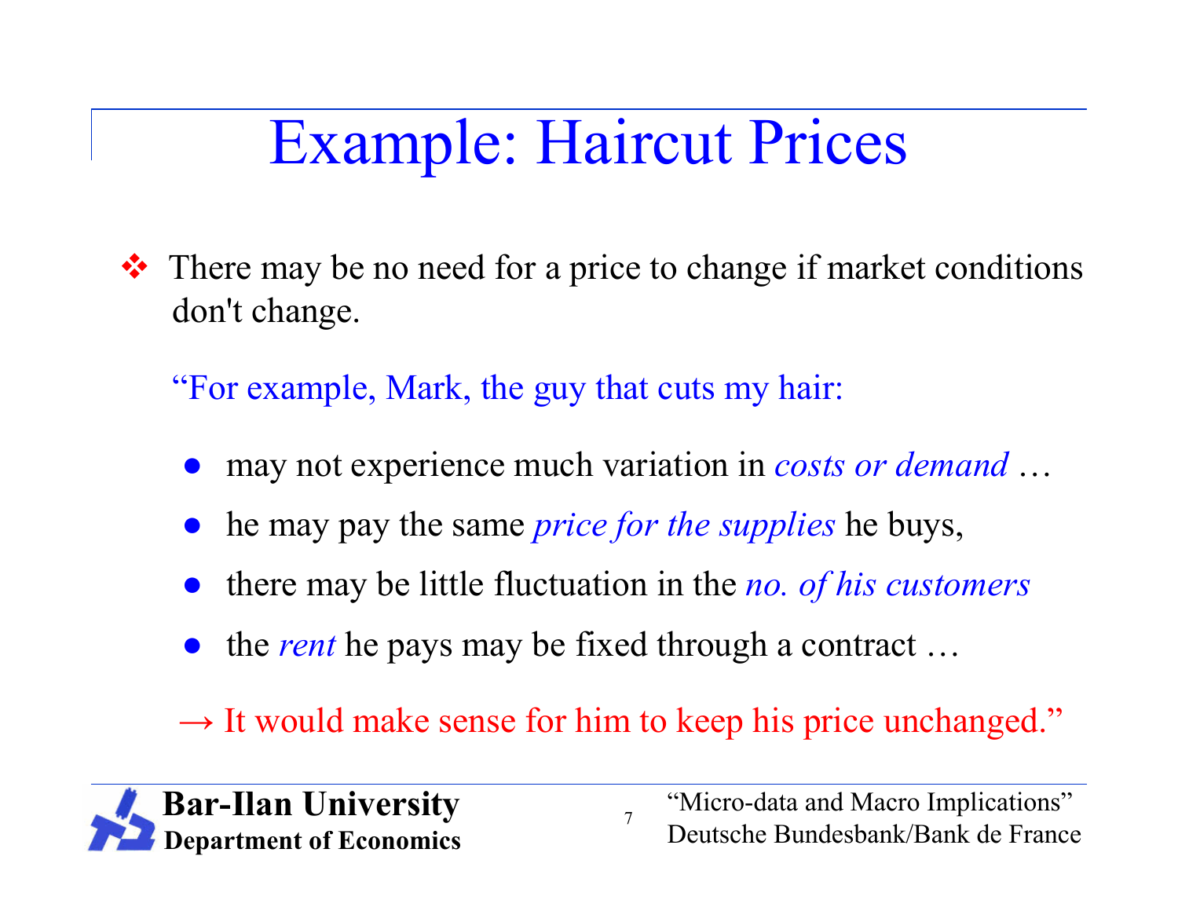# Example: Haircut Prices

- There may be no need for a price to change if market conditions don't change.

  "For example, Mark, the guy that cuts my hair:

  - may not experience much variation in *costs or demand* …
  - he may pay the same *price for the supplies* he buys,
  - there may be little fluctuation in the *no. of his customers*
  - the *rent* he pays may be fixed through a contract …

  → It would make sense for him to keep his price unchanged."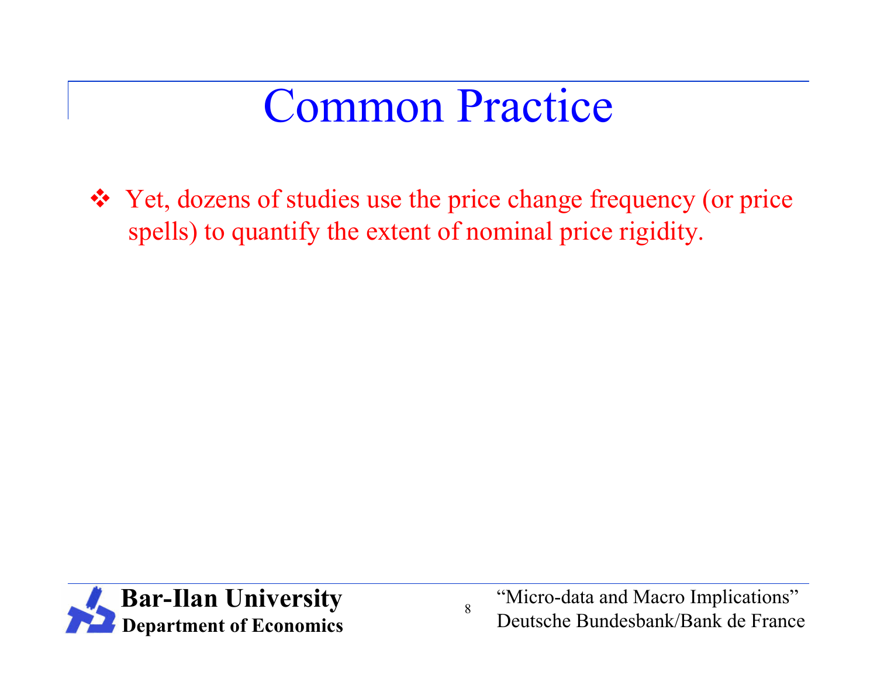# Common Practice

- Yet, dozens of studies use the price change frequency (or price spells) to quantify the extent of nominal price rigidity.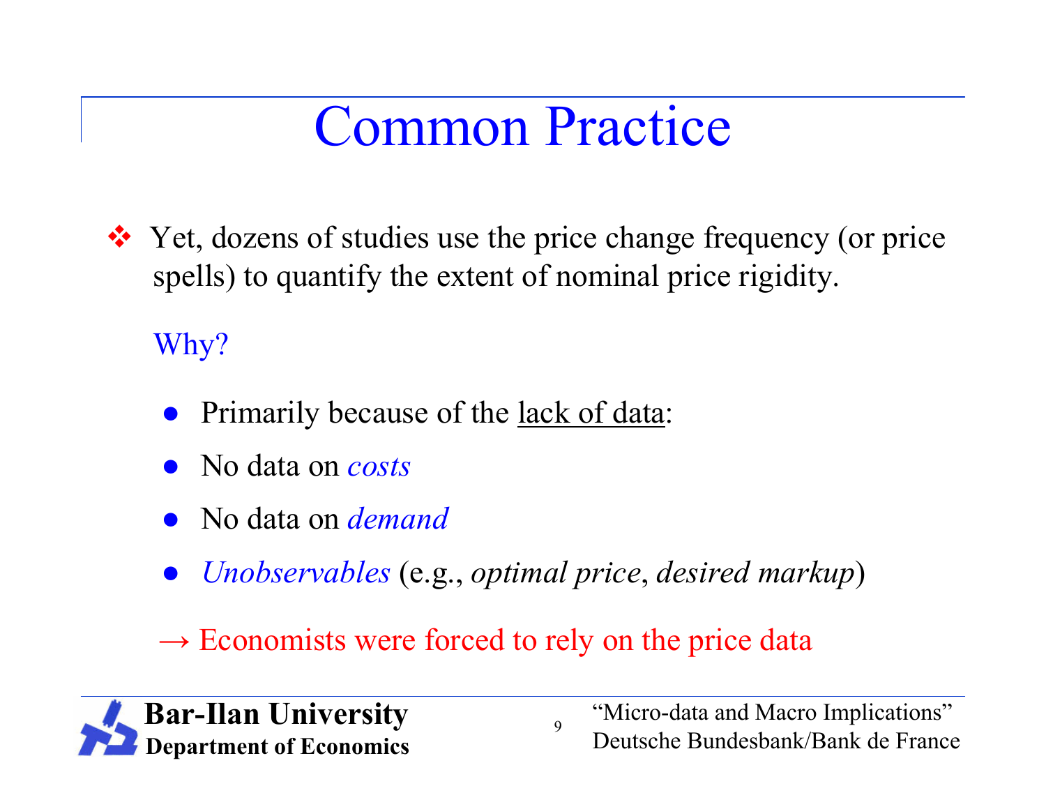# Common Practice

- Yet, dozens of studies use the price change frequency (or price spells) to quantify the extent of nominal price rigidity.

  Why?

  - Primarily because of the lack of data:
  - No data on *costs*
  - No data on *demand*
  - *Unobservables* (e.g., *optimal price*, *desired markup*)

  → Economists were forced to rely on the price data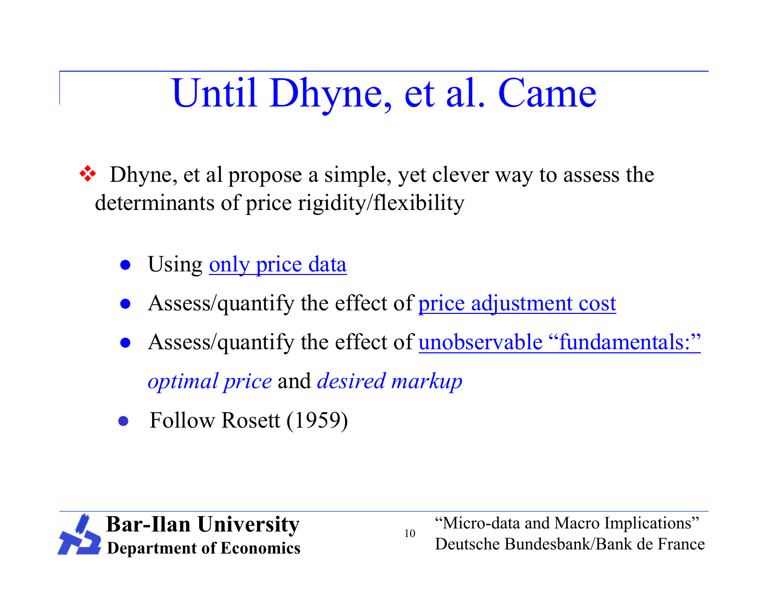# Until Dhyne, et al. Came

- Dhyne, et al propose a simple, yet clever way to assess the determinants of price rigidity/flexibility
  - Using only price data
  - Assess/quantify the effect of price adjustment cost
  - Assess/quantify the effect of unobservable "fundamentals:" *optimal price* and *desired markup*
  - Follow Rosett (1959)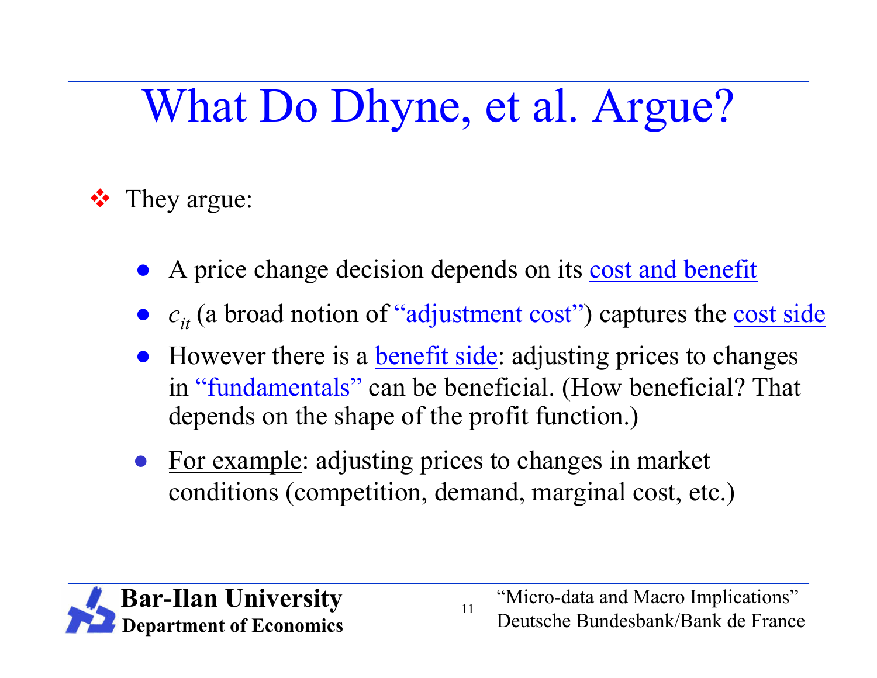# What Do Dhyne, et al. Argue?

- They argue:
  - A price change decision depends on its cost and benefit
  - $c_{it}$ (a broad notion of "adjustment cost") captures the cost side
  - However there is a benefit side: adjusting prices to changes in "fundamentals" can be beneficial. (How beneficial? That depends on the shape of the profit function.)
  - For example: adjusting prices to changes in market conditions (competition, demand, marginal cost, etc.)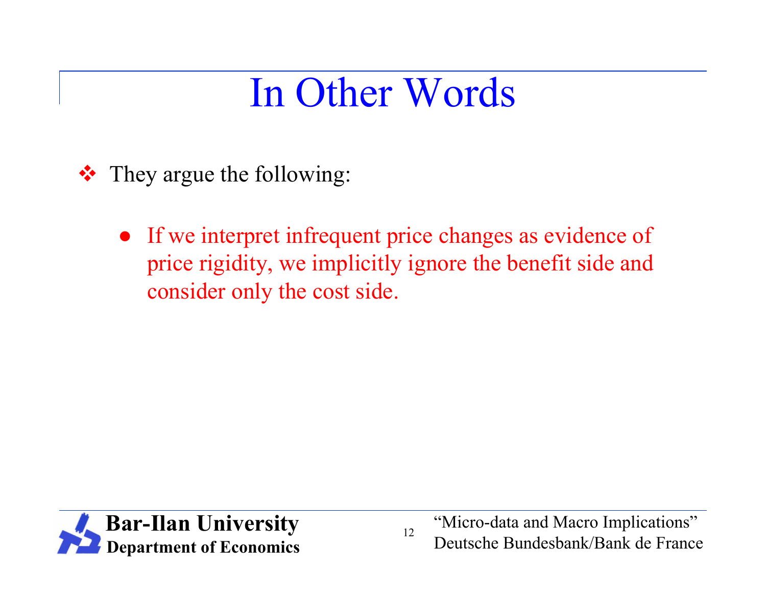# In Other Words

- They argue the following:
  - If we interpret infrequent price changes as evidence of price rigidity, we implicitly ignore the benefit side and consider only the cost side.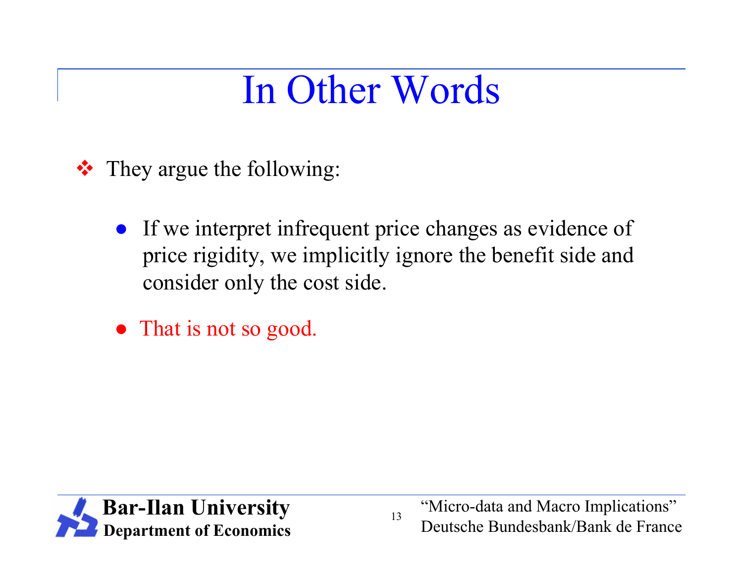# In Other Words

- They argue the following:
  - If we interpret infrequent price changes as evidence of price rigidity, we implicitly ignore the benefit side and consider only the cost side.
  - That is not so good.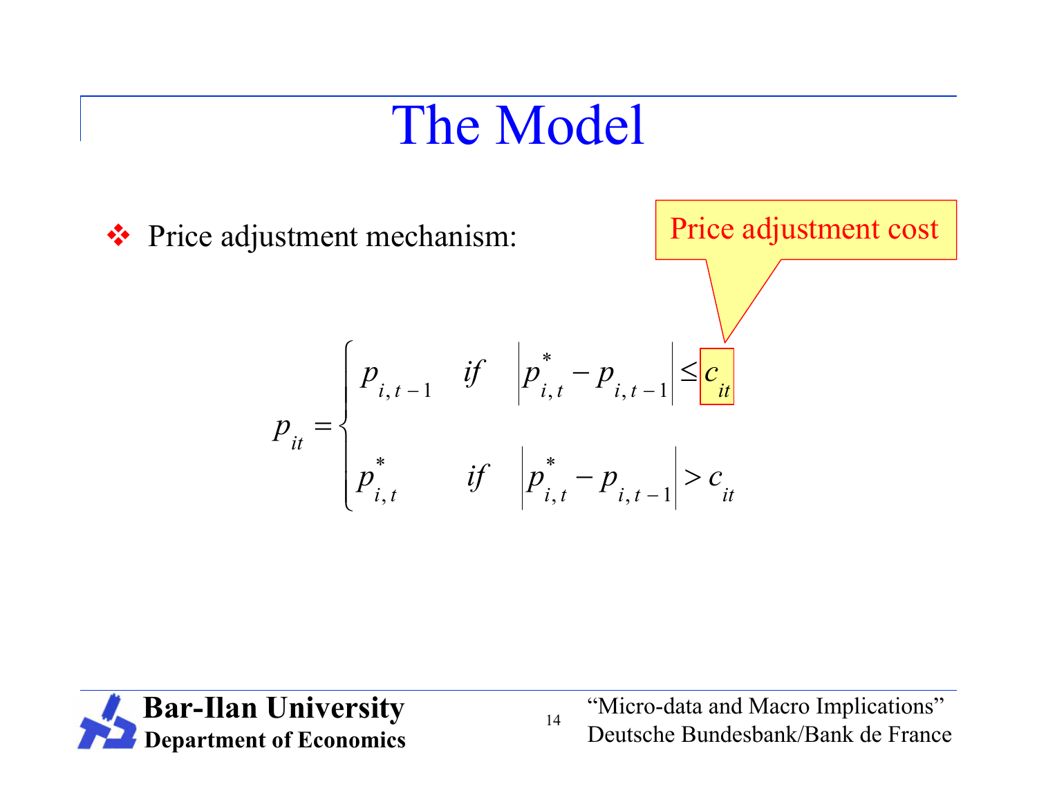# The Model

- Price adjustment mechanism:

Price adjustment cost

$$
p_{it} = \begin{cases} p_{i,t-1} & \text{if} \quad \left| p^{*}_{i,t} - p_{i,t-1} \right| \leq c_{it} \\ p^{*}_{i,t} & \text{if} \quad \left| p^{*}_{i,t} - p_{i,t-1} \right| > c_{it} \end{cases}
$$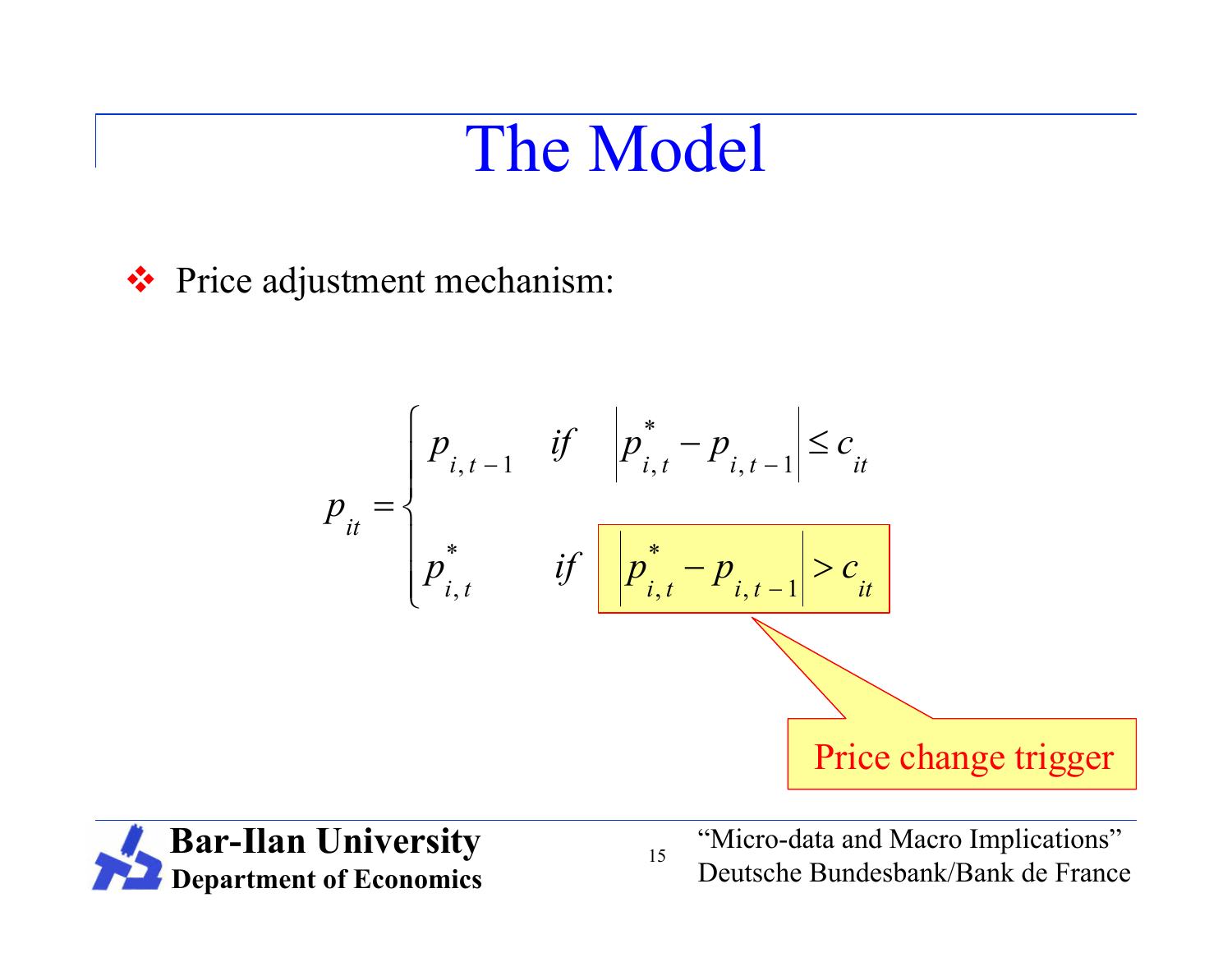# The Model

- Price adjustment mechanism:

$$p_{it} = \begin{cases} p_{i,t-1} & \text{if} \quad \left| p^{*}_{i,t} - p_{i,t-1} \right| \le c_{it} \\ p^{*}_{i,t} & \text{if} \quad \left| p^{*}_{i,t} - p_{i,t-1} \right| > c_{it} \end{cases}$$

Price change trigger: $\left| p^{*}_{i,t} - p_{i,t-1} \right| > c_{it}$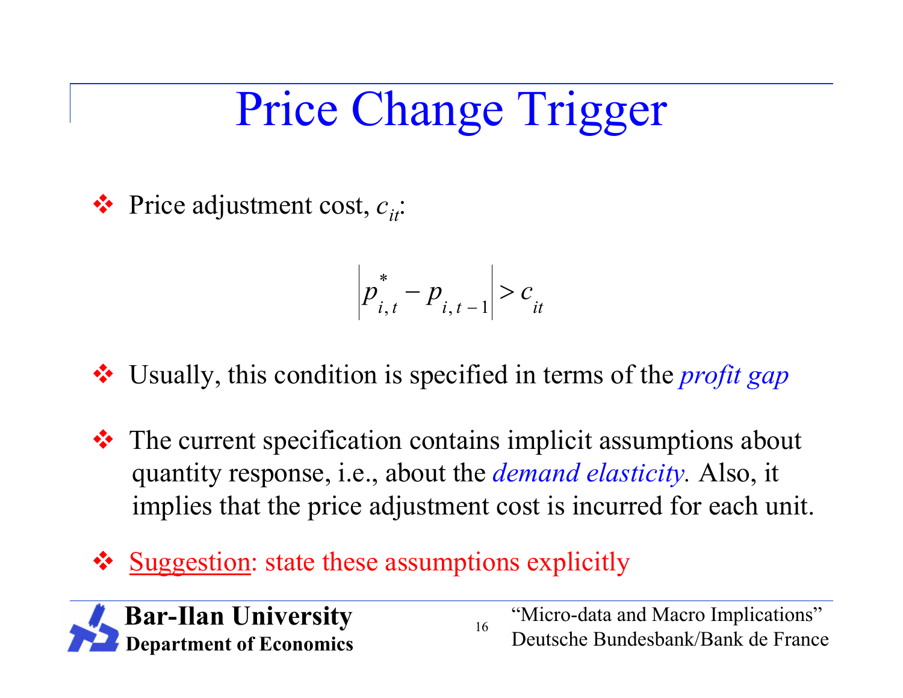# Price Change Trigger

- Price adjustment cost, $c_{it}$:

$$\left| p^{*}_{i,t} - p_{i,t-1} \right| > c_{it}$$

- Usually, this condition is specified in terms of the *profit gap*

- The current specification contains implicit assumptions about quantity response, i.e., about the *demand elasticity*. Also, it implies that the price adjustment cost is incurred for each unit.

- Suggestion: state these assumptions explicitly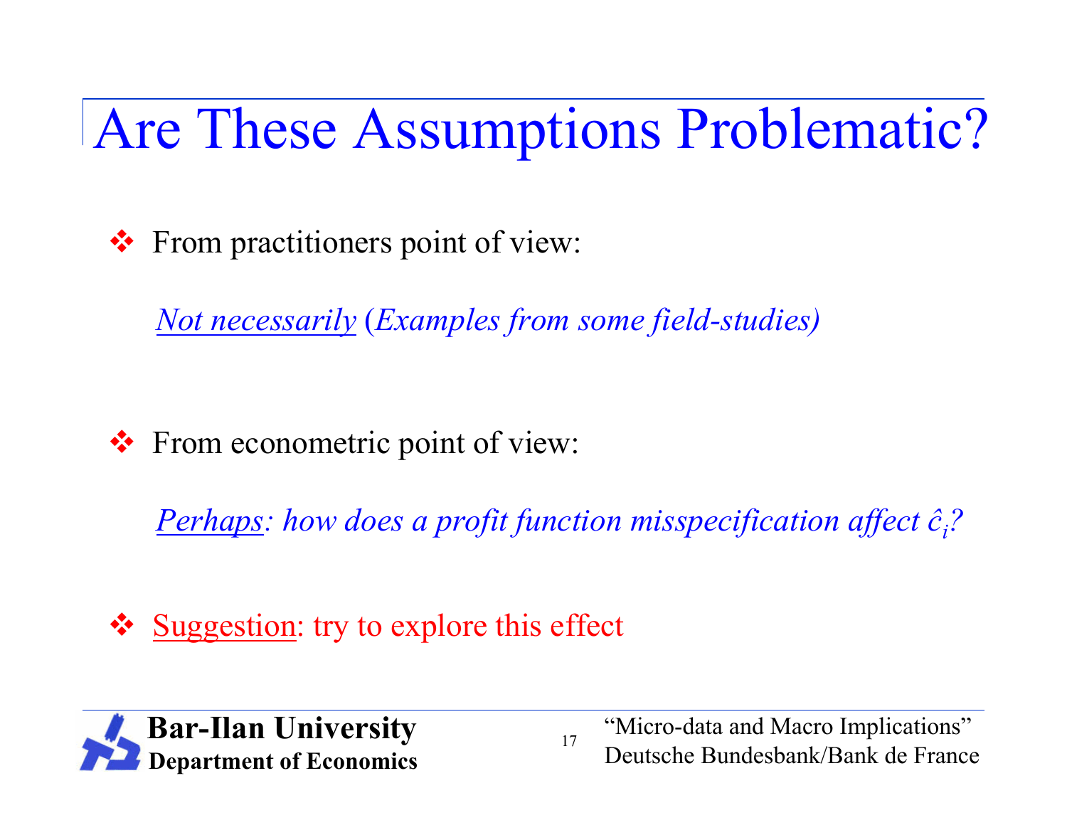# Are These Assumptions Problematic?

- From practitioners point of view:

  *Not necessarily* (*Examples from some field-studies)*

- From econometric point of view:

  *Perhaps: how does a profit function misspecification affect* $\hat{c}_i$*?*

- Suggestion: try to explore this effect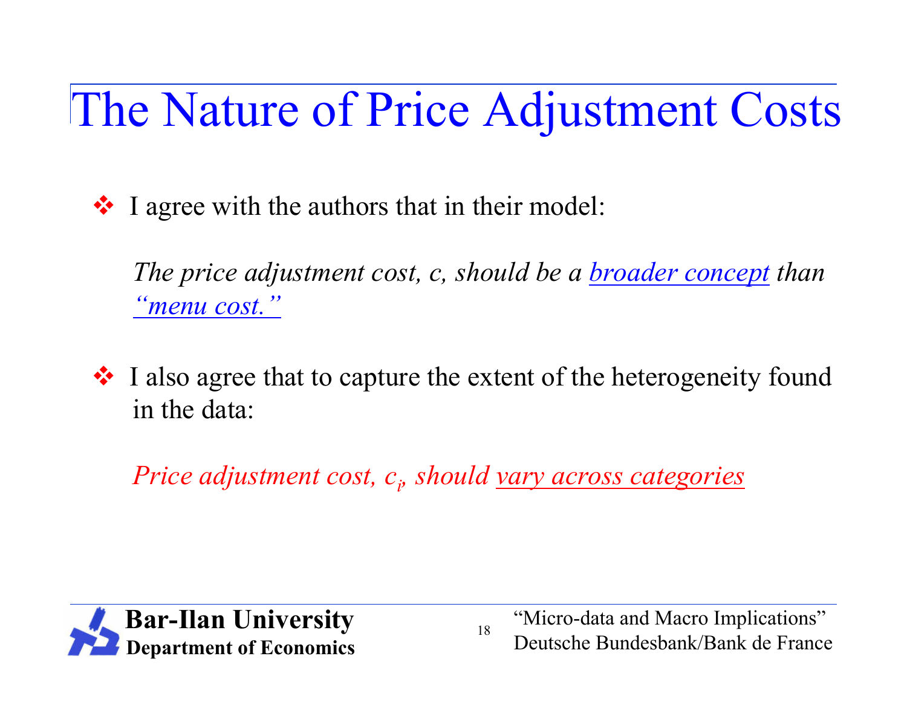# The Nature of Price Adjustment Costs

- I agree with the authors that in their model:

  *The price adjustment cost, c, should be a broader concept than "menu cost."*

- I also agree that to capture the extent of the heterogeneity found in the data:

  *Price adjustment cost, $c_i$, should vary across categories*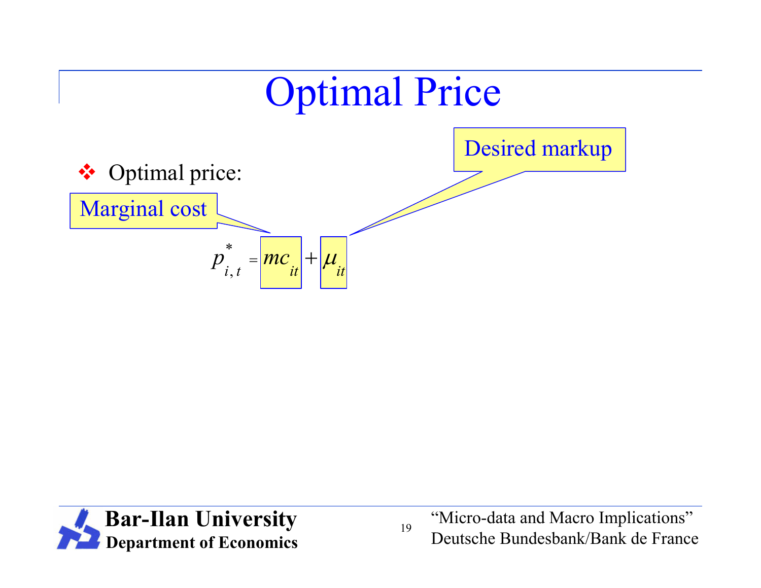# Optimal Price

- Optimal price:

Marginal cost

Desired markup

$$p^*_{i,t} = mc_{it} + \mu_{it}$$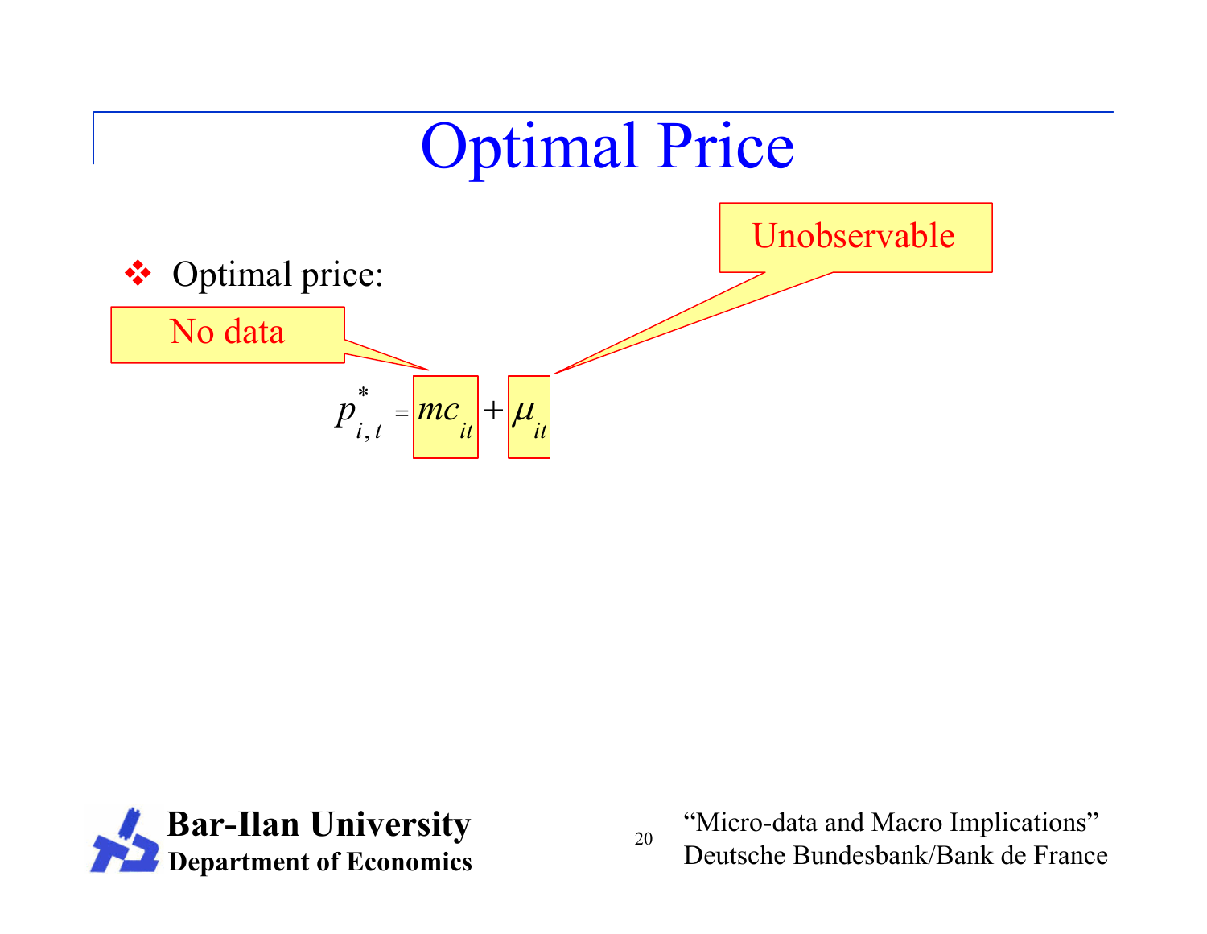# Optimal Price

- Optimal price:

No data

Unobservable

$$p^*_{i,t} = mc_{it} + \mu_{it}$$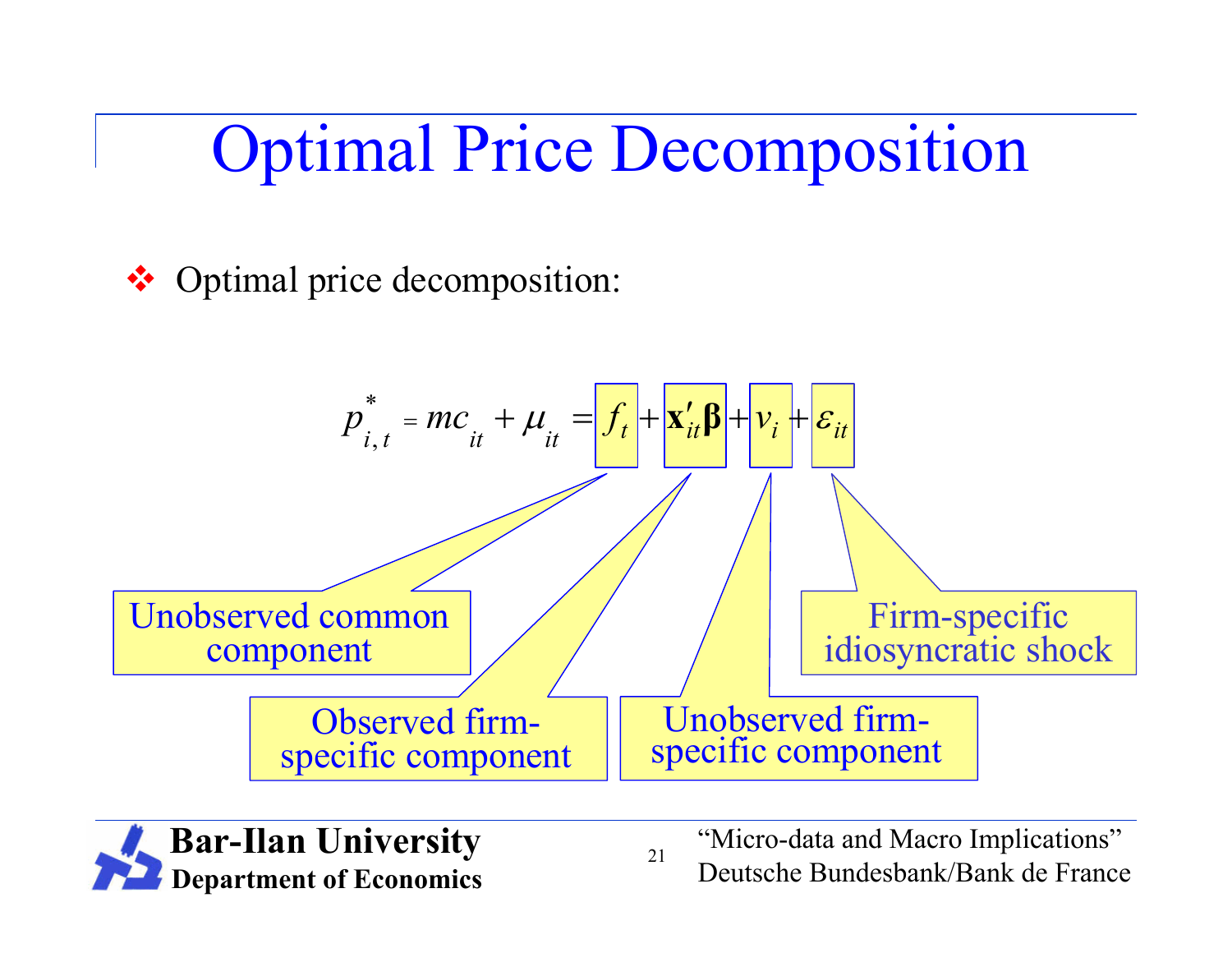# Optimal Price Decomposition

- Optimal price decomposition:

$$p^*_{i,t} = mc_{it} + \mu_{it} = f_t + \mathbf{x}'_{it}\boldsymbol{\beta} + v_i + \varepsilon_{it}$$

- $f_t$: Unobserved common component
- $\mathbf{x}'_{it}\boldsymbol{\beta}$: Observed firm-specific component
- $v_i$: Unobserved firm-specific component
- $\varepsilon_{it}$: Firm-specific idiosyncratic shock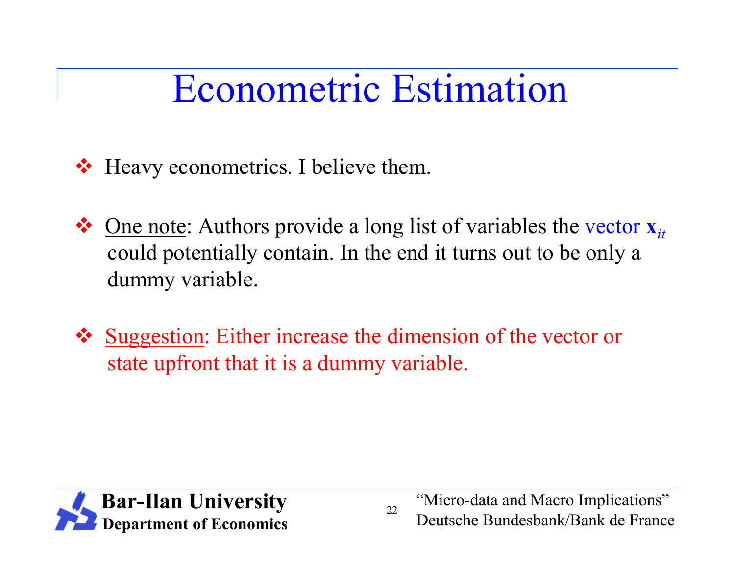# Econometric Estimation

- Heavy econometrics. I believe them.
- One note: Authors provide a long list of variables the vector $\mathbf{x}_{it}$ could potentially contain. In the end it turns out to be only a dummy variable.
- Suggestion: Either increase the dimension of the vector or state upfront that it is a dummy variable.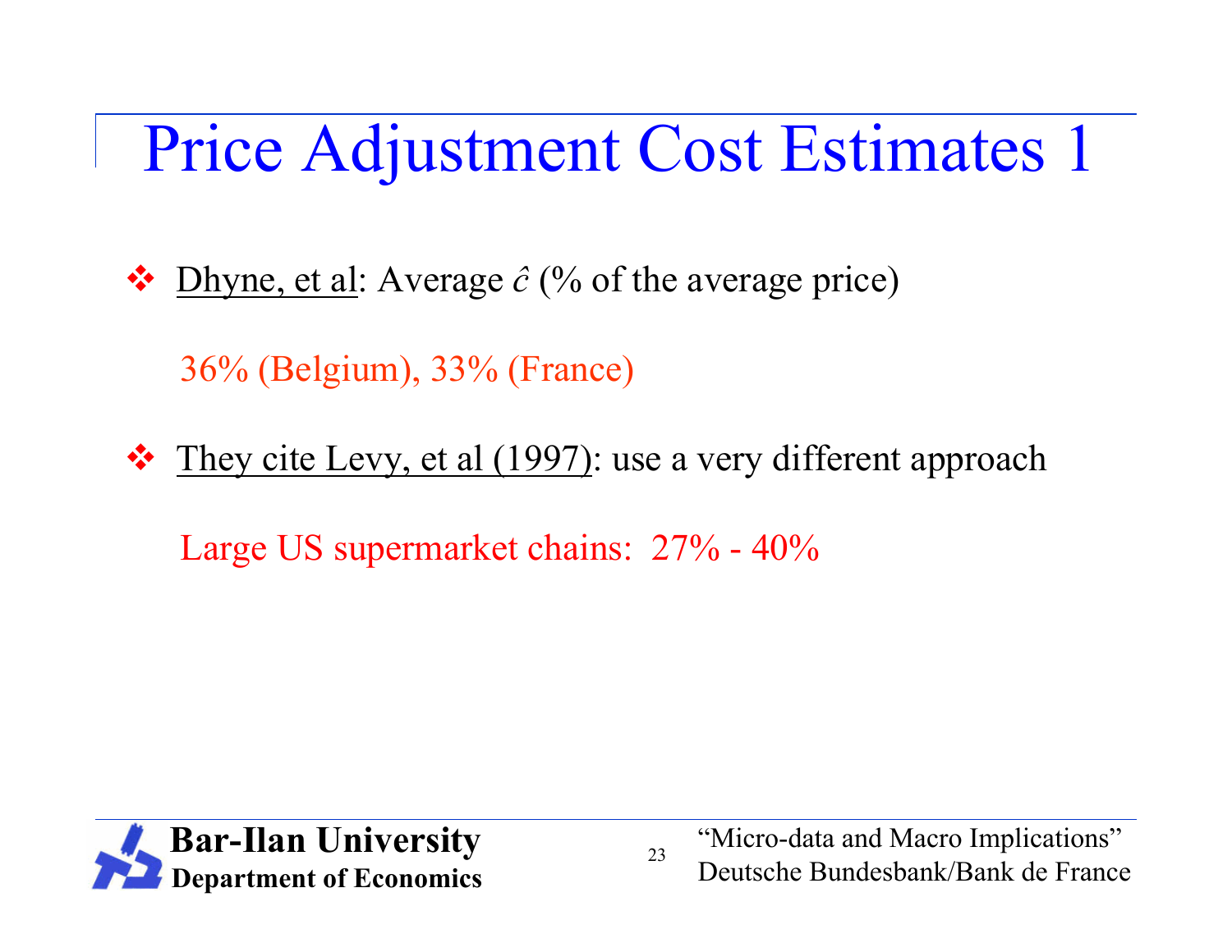# Price Adjustment Cost Estimates 1

- Dhyne, et al: Average $\hat{c}$ (% of the average price)

  36% (Belgium), 33% (France)

- They cite Levy, et al (1997): use a very different approach

  Large US supermarket chains: 27% - 40%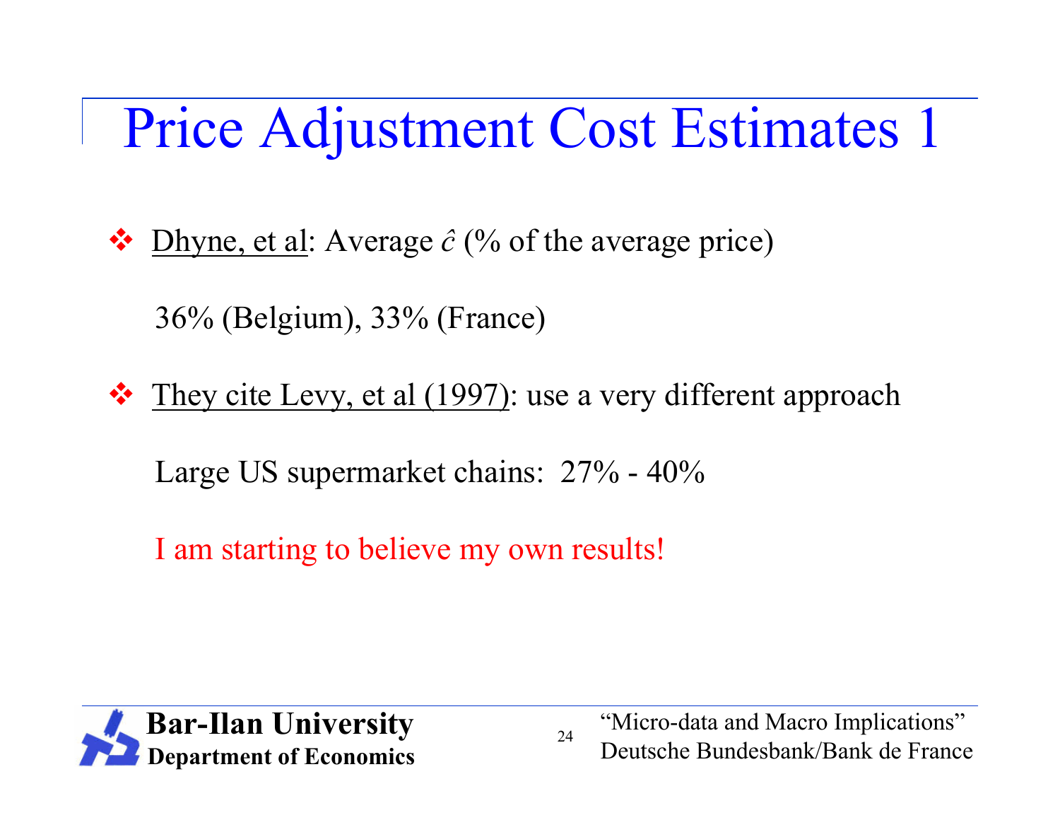# Price Adjustment Cost Estimates 1

- Dhyne, et al: Average $\hat{c}$ (% of the average price)

  36% (Belgium), 33% (France)

- They cite Levy, et al (1997): use a very different approach

  Large US supermarket chains: 27% - 40%

  I am starting to believe my own results!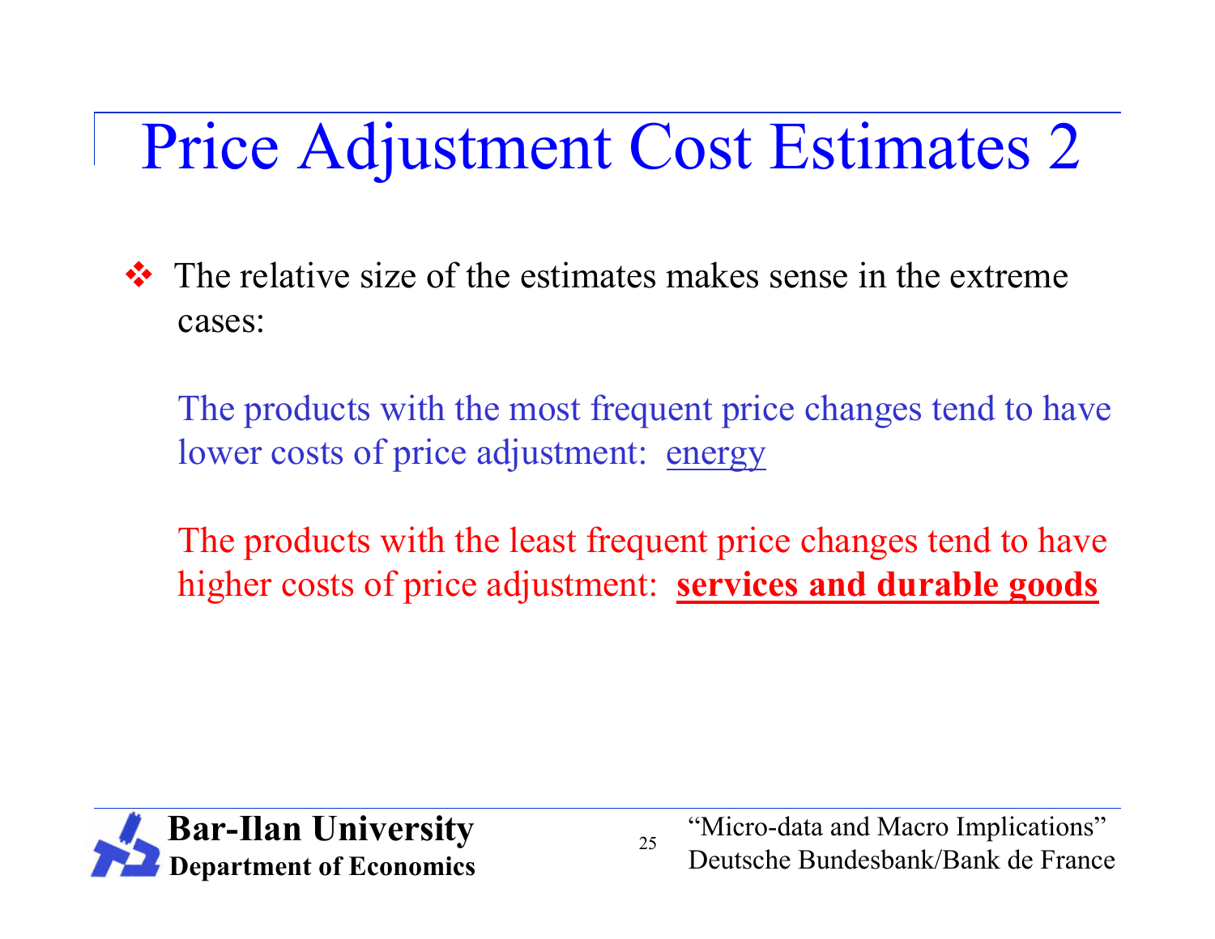# Price Adjustment Cost Estimates 2

- The relative size of the estimates makes sense in the extreme cases:

  The products with the most frequent price changes tend to have lower costs of price adjustment: energy

  The products with the least frequent price changes tend to have higher costs of price adjustment: **services and durable goods**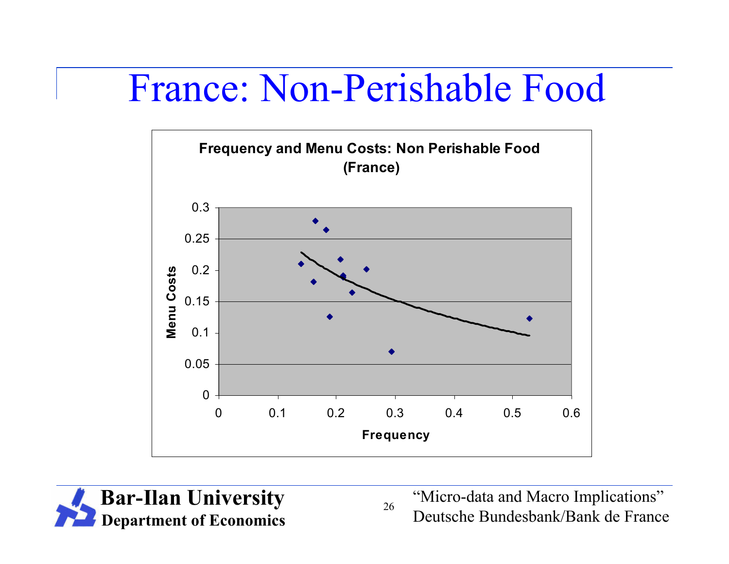# France: Non-Perishable Food

**Frequency and Menu Costs: Non Perishable Food (France)**

Menu Costs (y-axis: 0 to 0.3) vs. Frequency (x-axis: 0 to 0.6)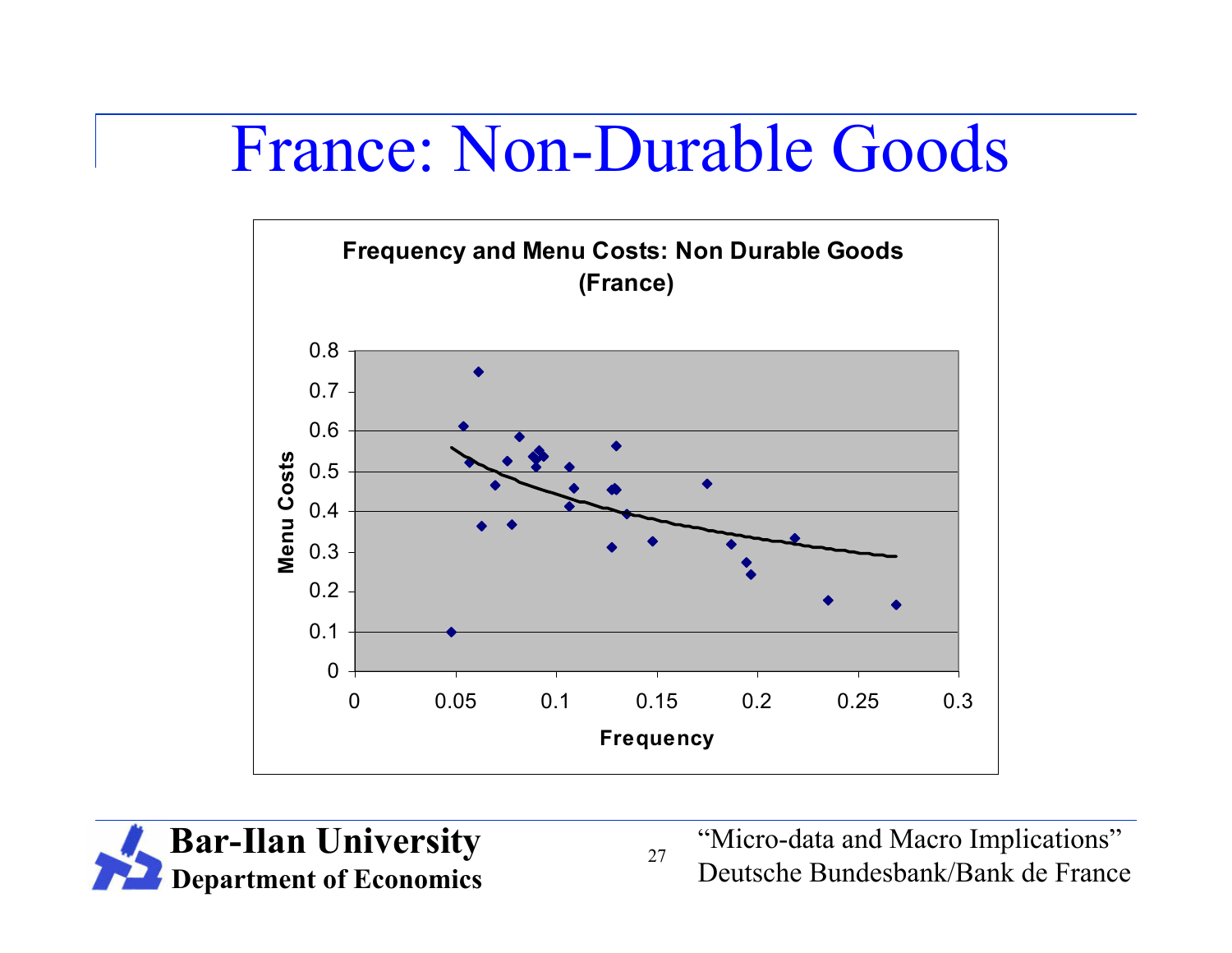# France: Non-Durable Goods

**Frequency and Menu Costs: Non Durable Goods (France)**

Menu Costs

Frequency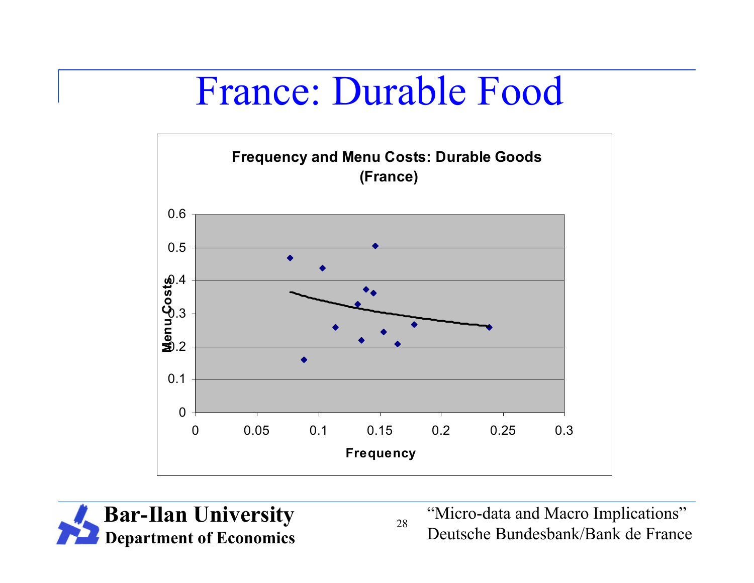# France: Durable Food

**Frequency and Menu Costs: Durable Goods (France)**

Menu Costs

0.6
0.5
0.4
0.3
0.2
0.1
0

0 0.05 0.1 0.15 0.2 0.25 0.3

**Frequency**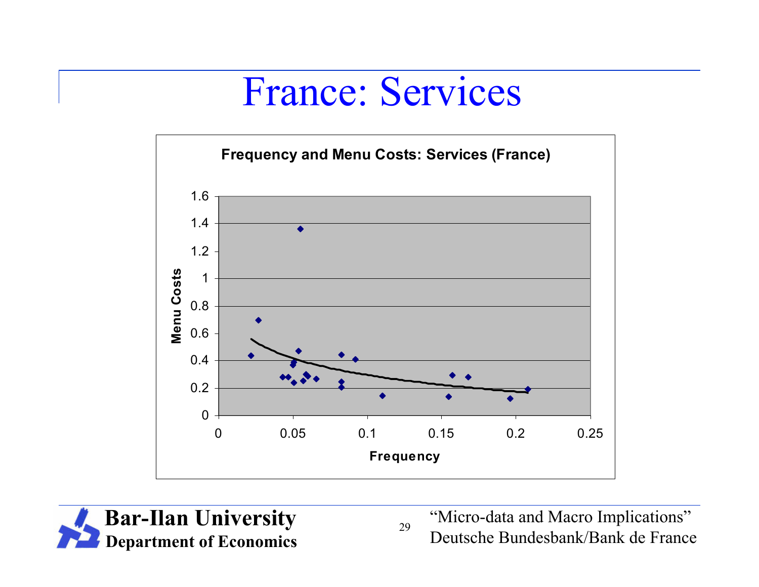# France: Services

**Frequency and Menu Costs: Services (France)**

Menu Costs (y-axis: 0 to 1.6) vs. Frequency (x-axis: 0 to 0.25)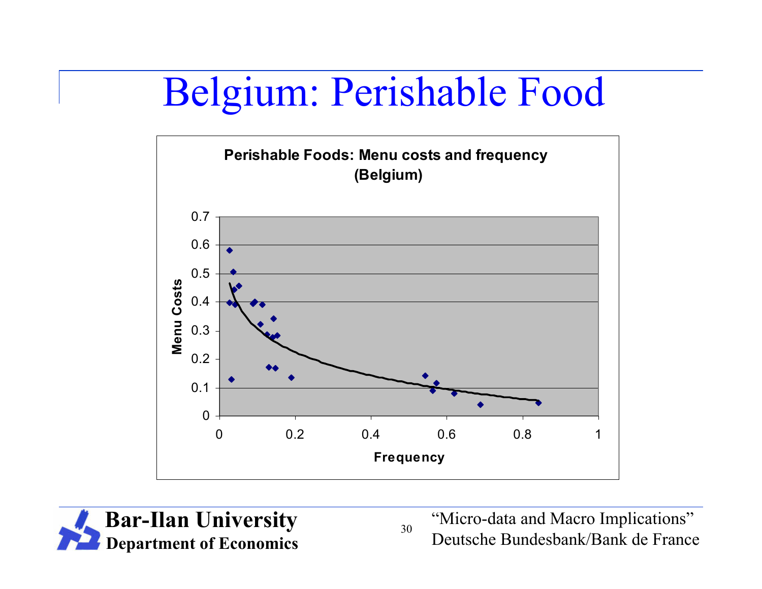# Belgium: Perishable Food

**Perishable Foods: Menu costs and frequency (Belgium)**

Menu Costs

Frequency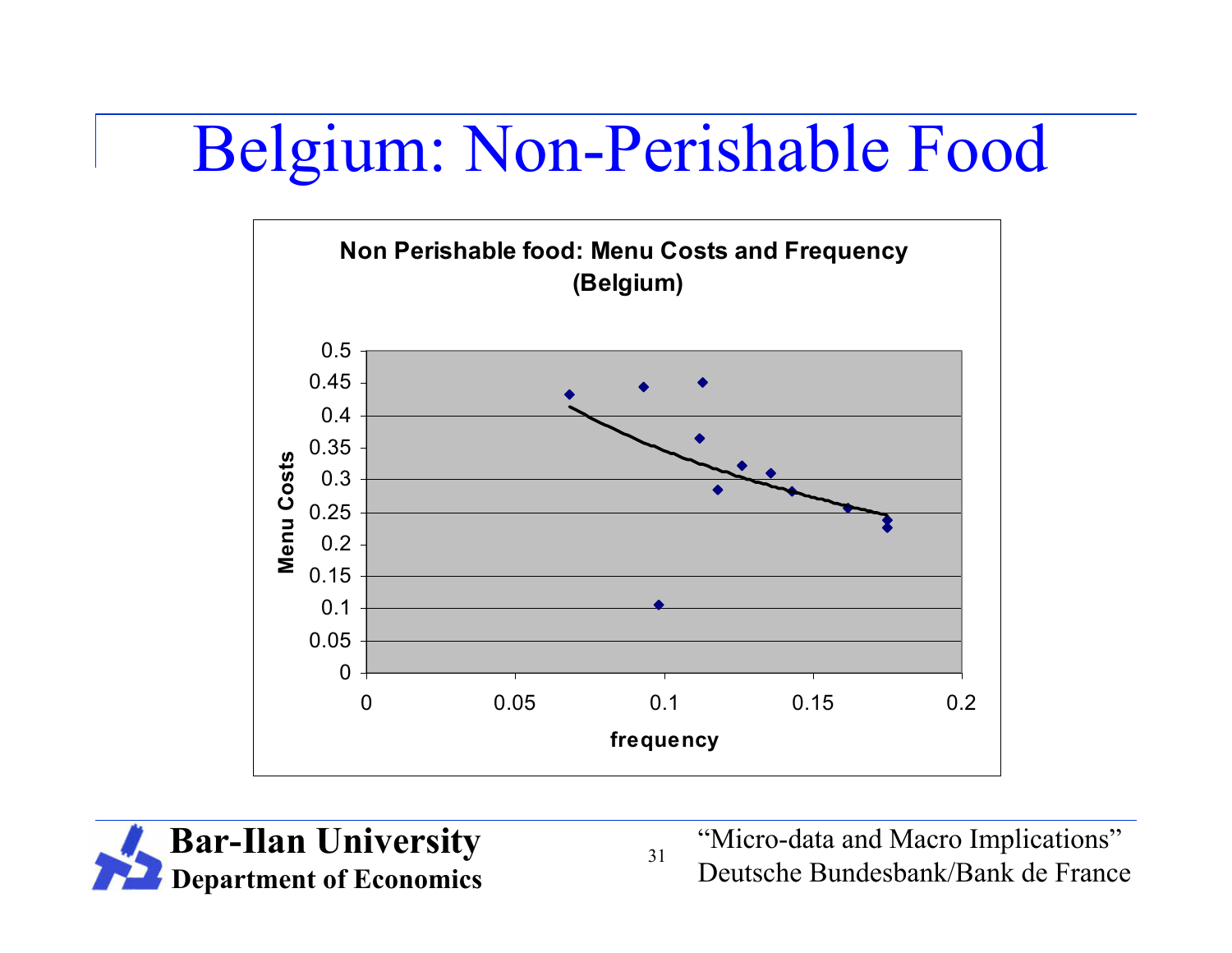# Belgium: Non-Perishable Food

**Non Perishable food: Menu Costs and Frequency (Belgium)**

Menu Costs

frequency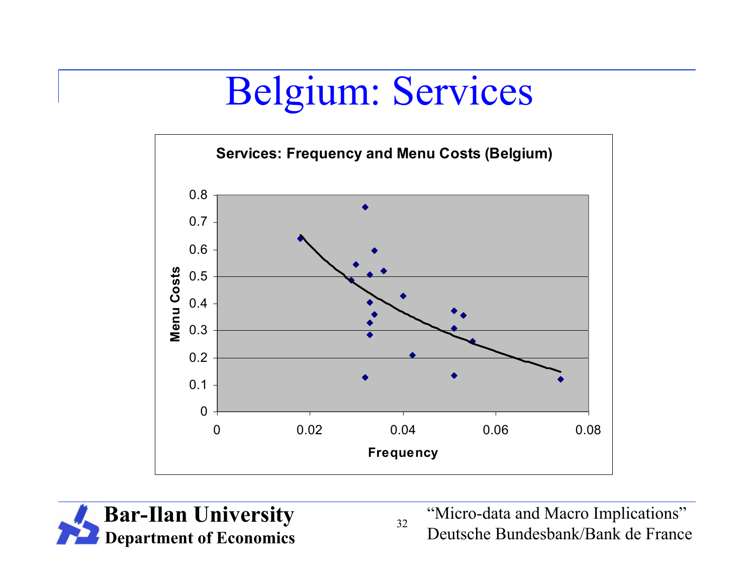# Belgium: Services

**Services: Frequency and Menu Costs (Belgium)**

Menu Costs

0.8
0.7
0.6
0.5
0.4
0.3
0.2
0.1
0

0 0.02 0.04 0.06 0.08

**Frequency**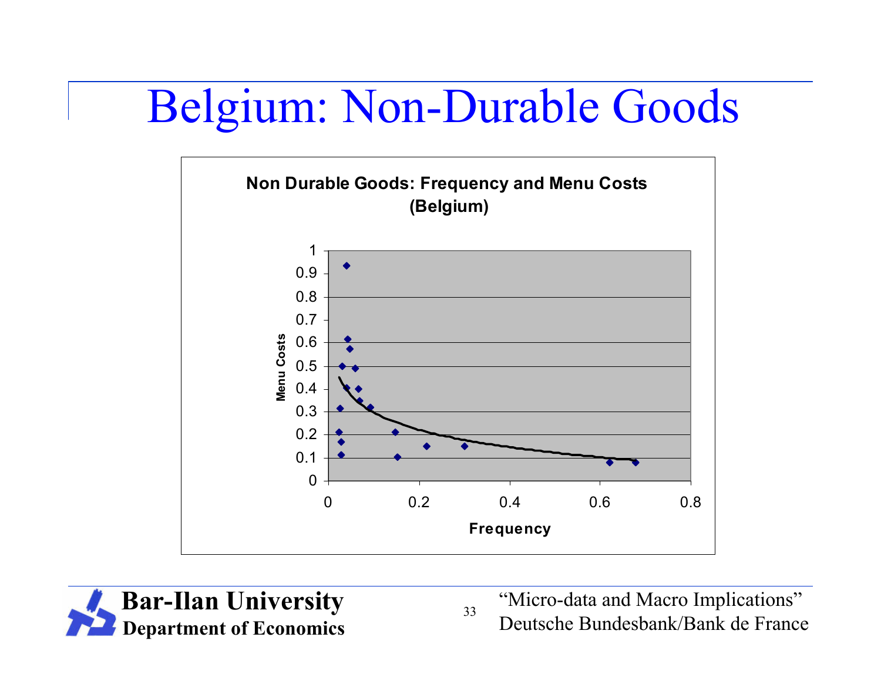# Belgium: Non-Durable Goods

**Non Durable Goods: Frequency and Menu Costs (Belgium)**

Menu Costs

1
0.9
0.8
0.7
0.6
0.5
0.4
0.3
0.2
0.1
0

0 0.2 0.4 0.6 0.8

**Frequency**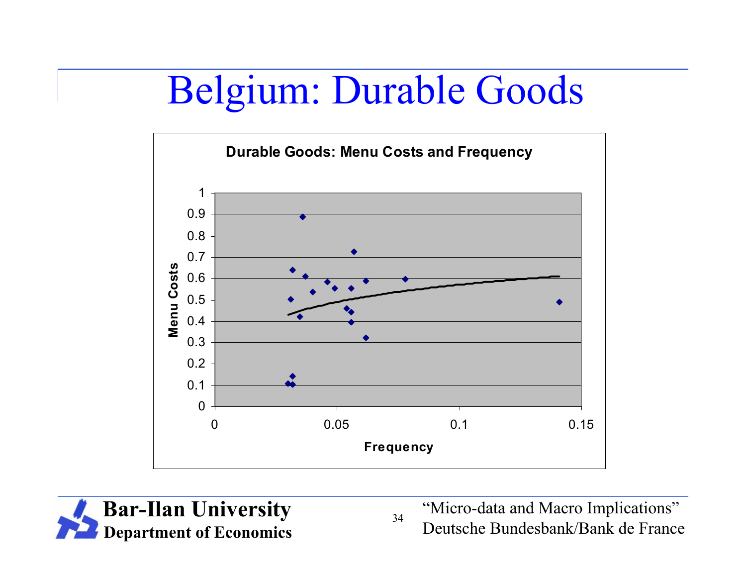# Belgium: Durable Goods

**Durable Goods: Menu Costs and Frequency**

Menu Costs (y-axis: 0 to 1); Frequency (x-axis: 0 to 0.15)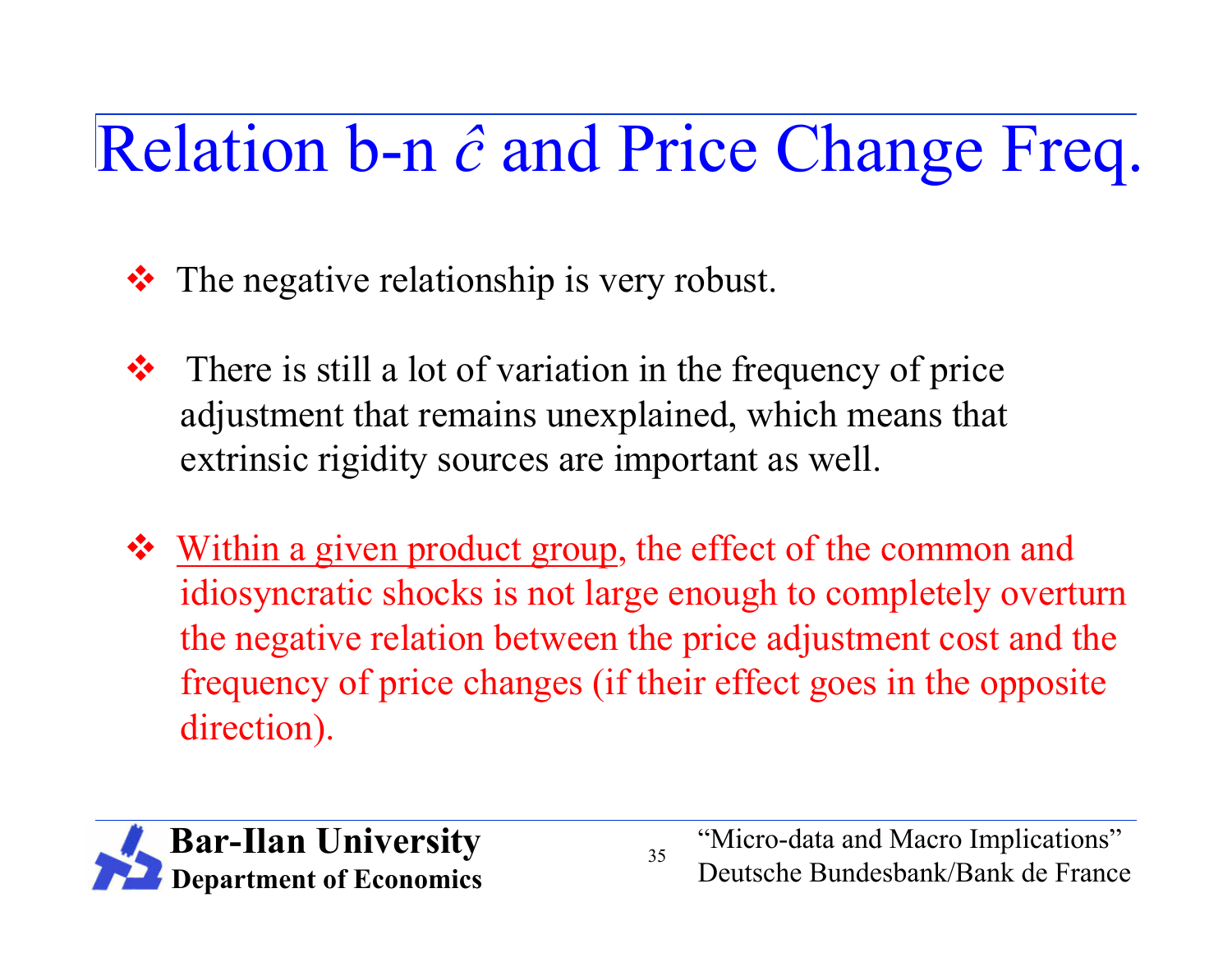# Relation b-n $\hat{c}$ and Price Change Freq.

- The negative relationship is very robust.

- There is still a lot of variation in the frequency of price adjustment that remains unexplained, which means that extrinsic rigidity sources are important as well.

- Within a given product group, the effect of the common and idiosyncratic shocks is not large enough to completely overturn the negative relation between the price adjustment cost and the frequency of price changes (if their effect goes in the opposite direction).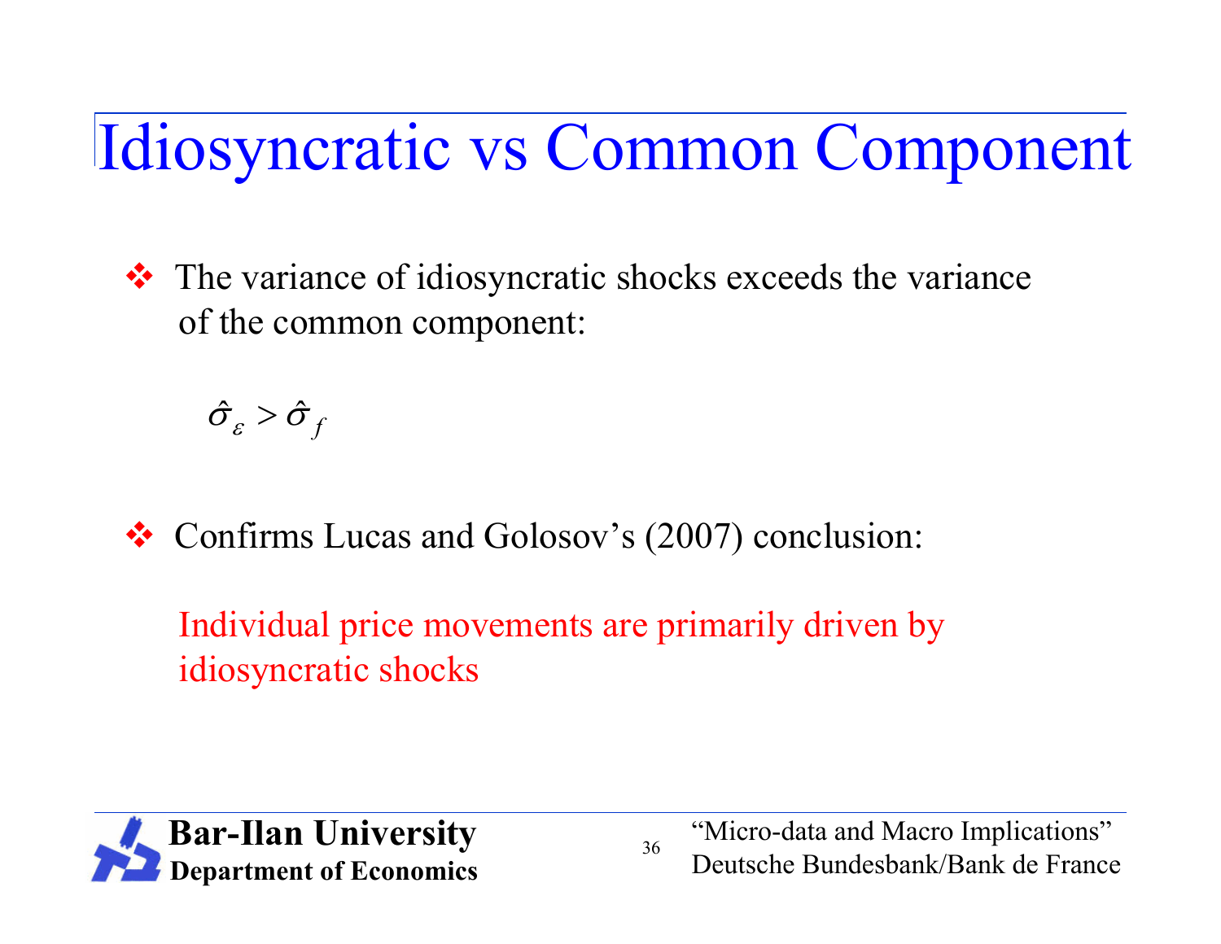# Idiosyncratic vs Common Component

- The variance of idiosyncratic shocks exceeds the variance of the common component:

$$\hat{\sigma}_{\varepsilon} > \hat{\sigma}_{f}$$

- Confirms Lucas and Golosov's (2007) conclusion:

  Individual price movements are primarily driven by idiosyncratic shocks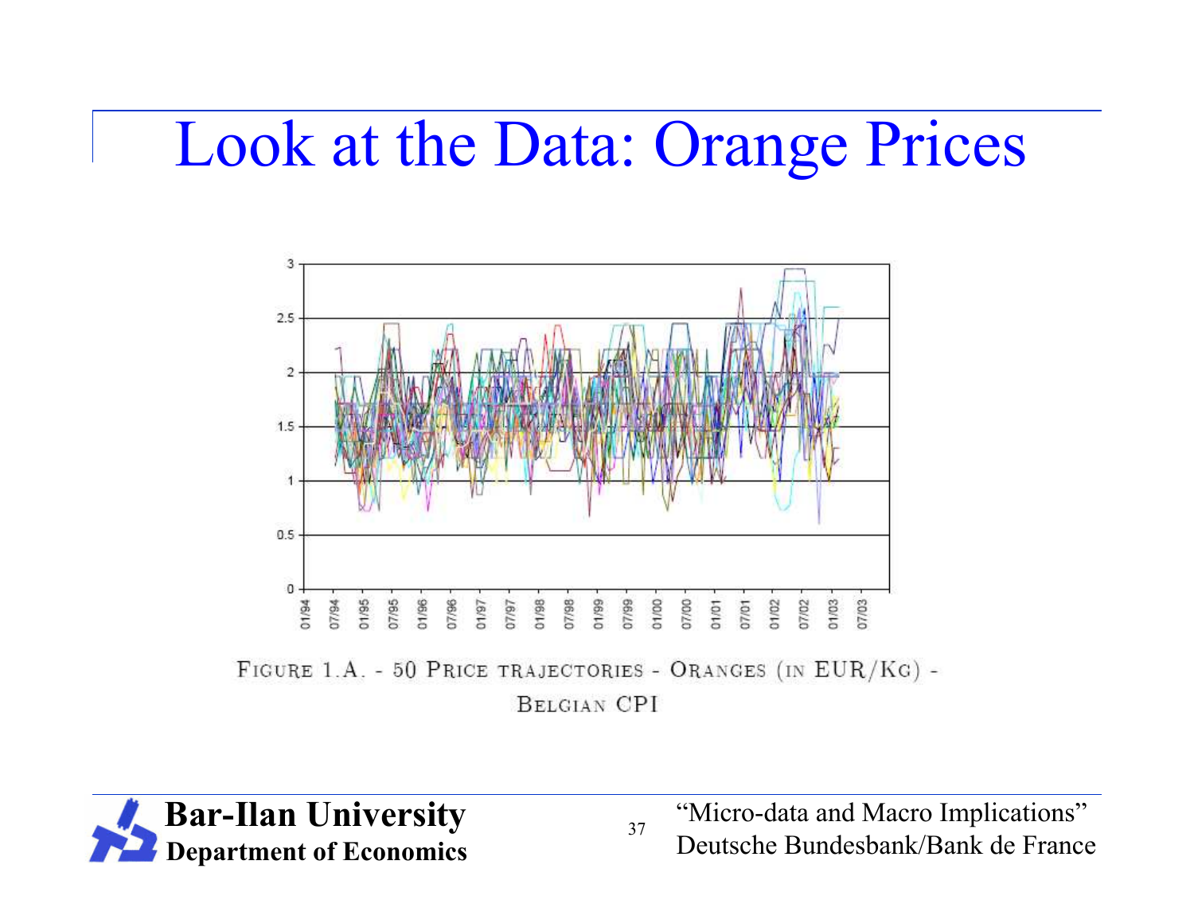# Look at the Data: Orange Prices

FIGURE 1.A. - 50 PRICE TRAJECTORIES - ORANGES (IN EUR/KG) - BELGIAN CPI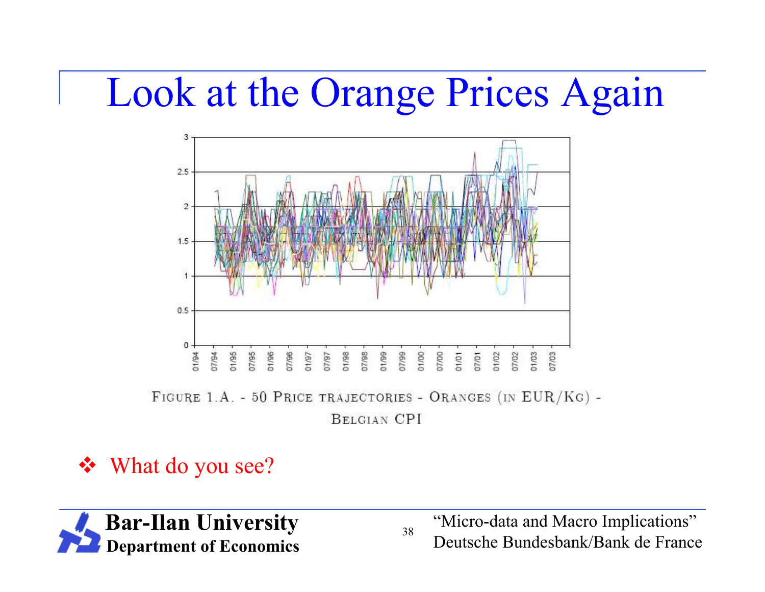# Look at the Orange Prices Again

FIGURE 1.A. - 50 PRICE TRAJECTORIES - ORANGES (IN EUR/KG) - BELGIAN CPI

❖ What do you see?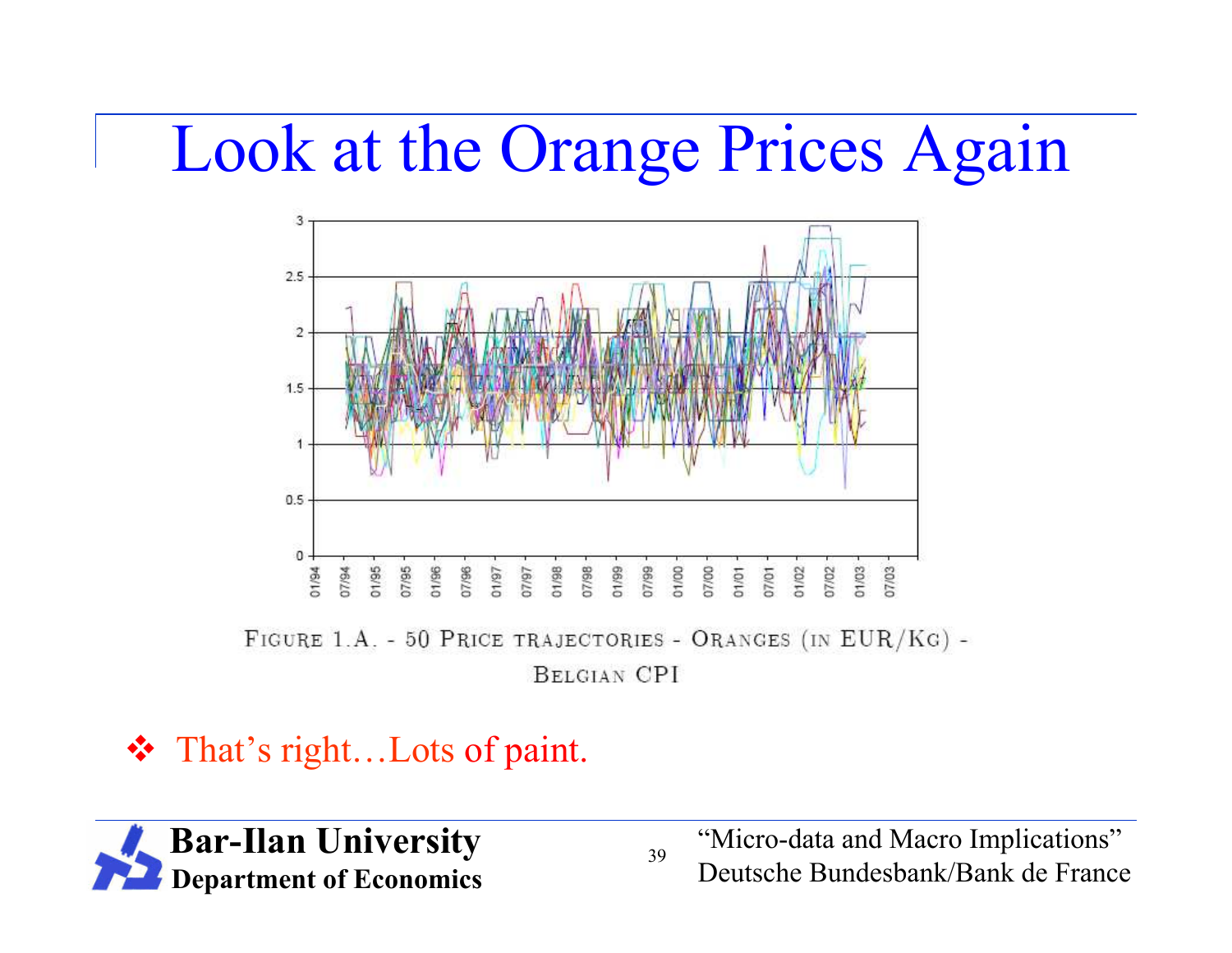# Look at the Orange Prices Again

FIGURE 1.A. - 50 PRICE TRAJECTORIES - ORANGES (IN EUR/KG) - BELGIAN CPI

- That's right…Lots of paint.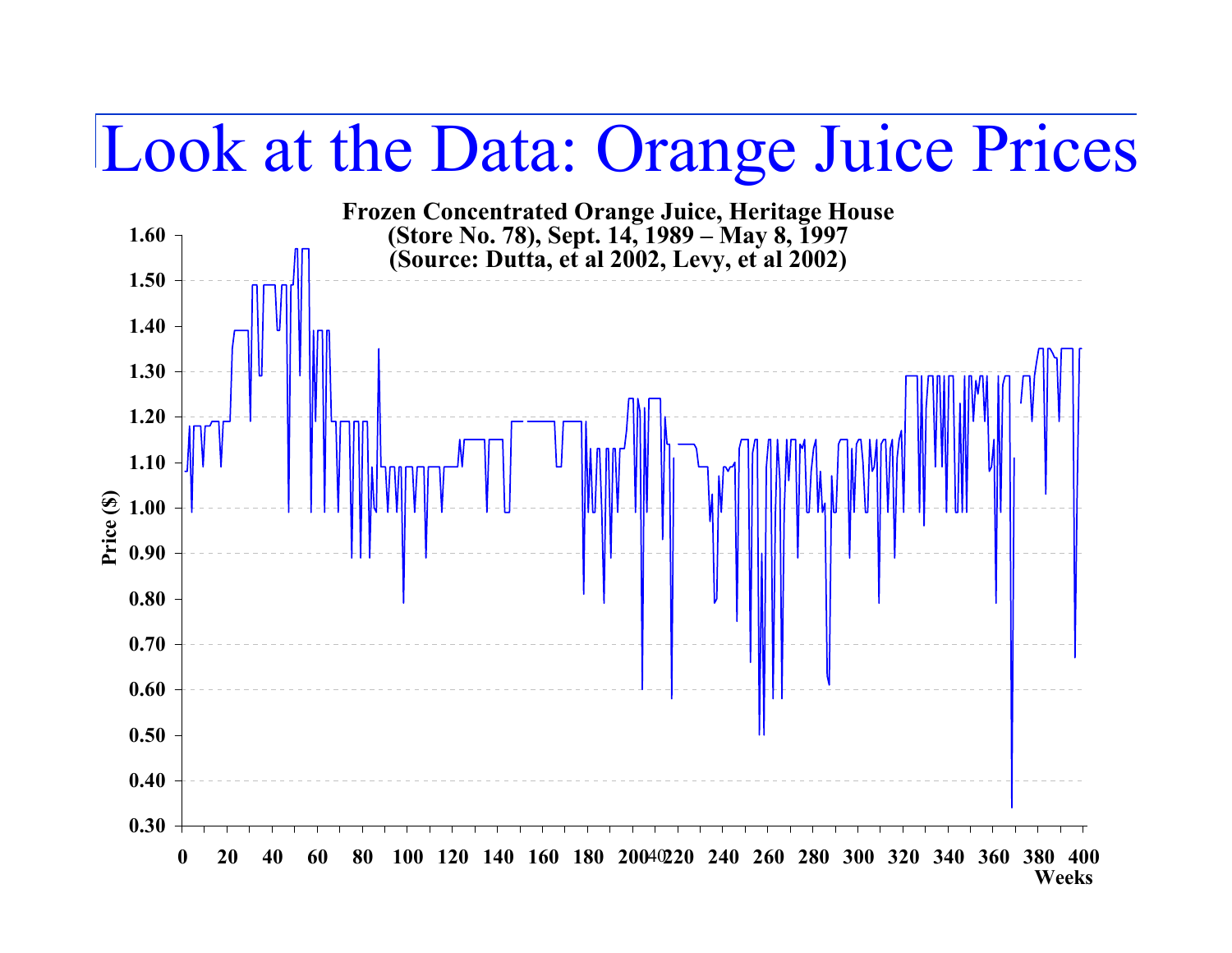# Look at the Data: Orange Juice Prices

**Frozen Concentrated Orange Juice, Heritage House (Store No. 78), Sept. 14, 1989 – May 8, 1997 (Source: Dutta, et al 2002, Levy, et al 2002)**

Price ($)

1.60
1.50
1.40
1.30
1.20
1.10
1.00
0.90
0.80
0.70
0.60
0.50
0.40
0.30

0 20 40 60 80 100 120 140 160 180 200 220 240 260 280 300 320 340 360 380 400

Weeks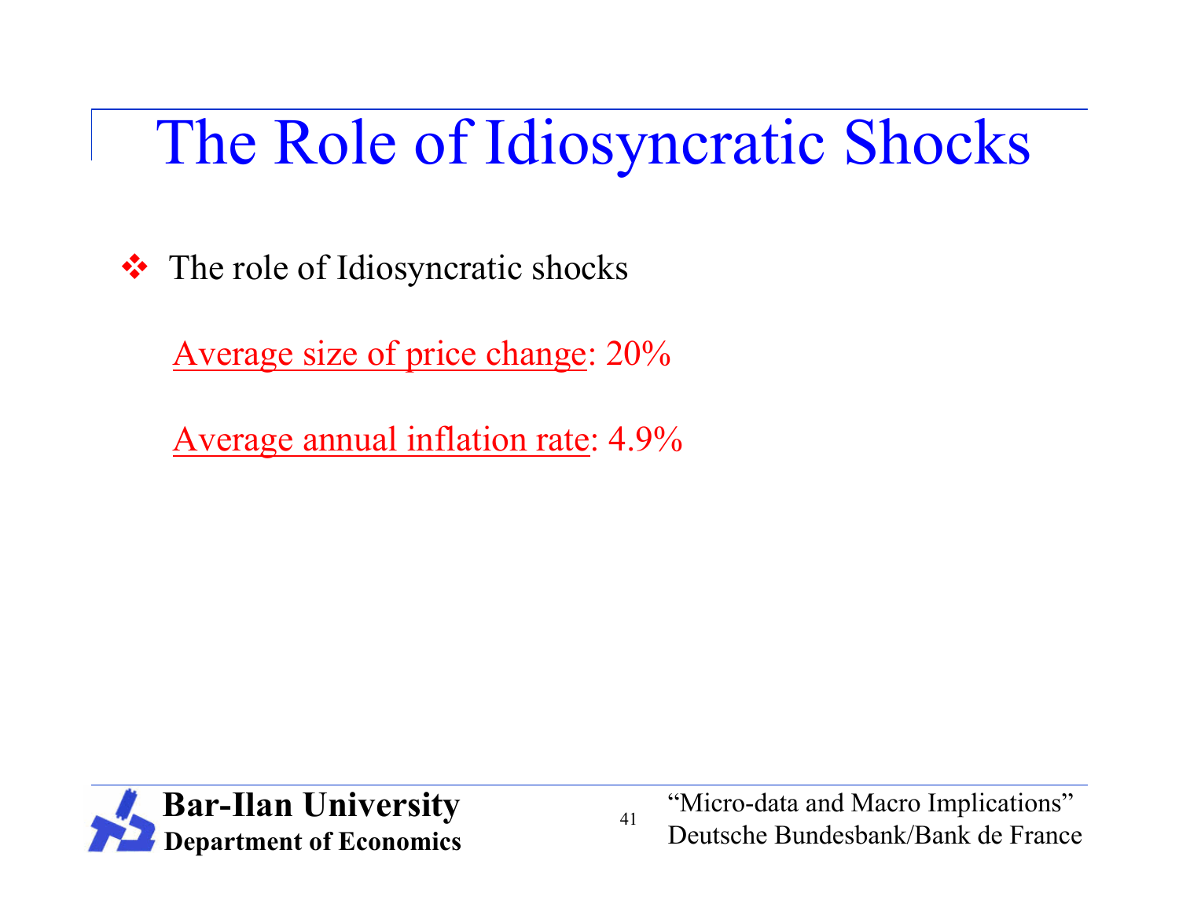# The Role of Idiosyncratic Shocks

- The role of Idiosyncratic shocks

  Average size of price change: 20%

  Average annual inflation rate: 4.9%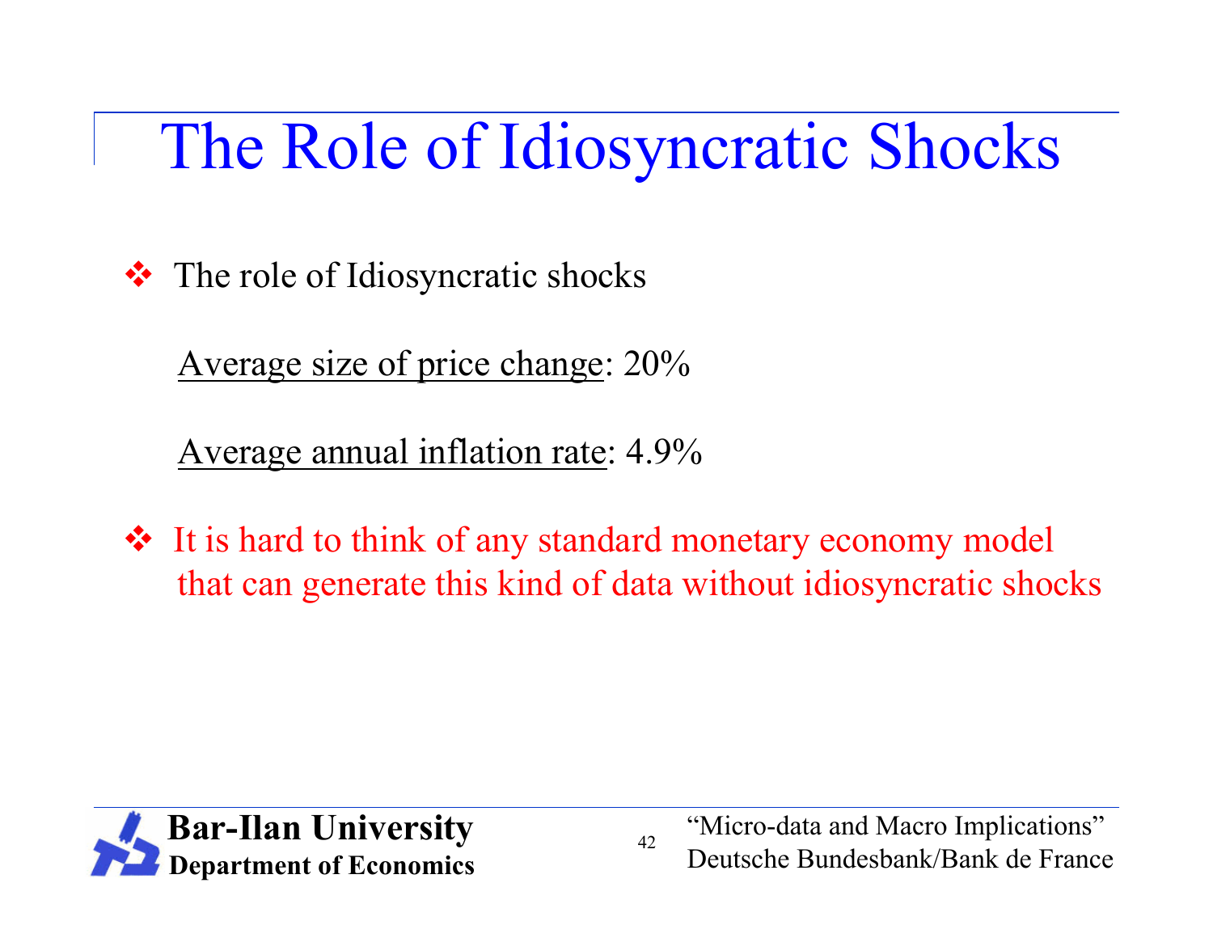# The Role of Idiosyncratic Shocks

- The role of Idiosyncratic shocks

  Average size of price change: 20%

  Average annual inflation rate: 4.9%

- It is hard to think of any standard monetary economy model that can generate this kind of data without idiosyncratic shocks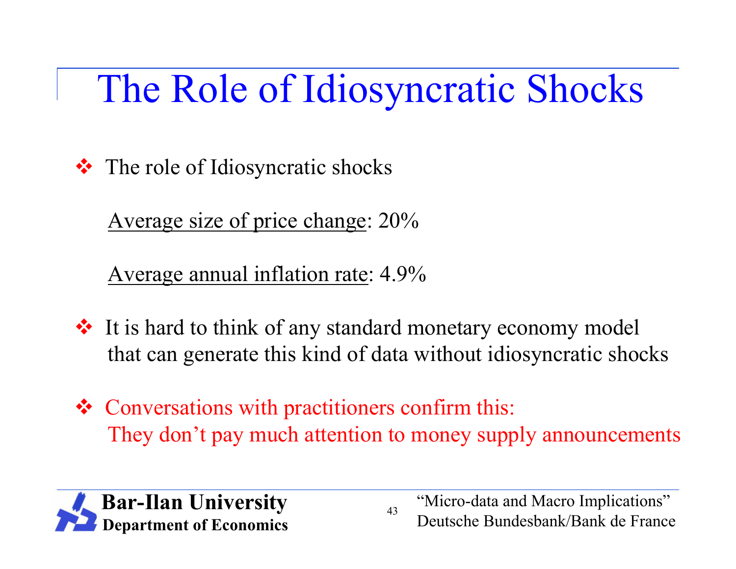# The Role of Idiosyncratic Shocks

- The role of Idiosyncratic shocks

  Average size of price change: 20%

  Average annual inflation rate: 4.9%

- It is hard to think of any standard monetary economy model that can generate this kind of data without idiosyncratic shocks

- Conversations with practitioners confirm this: They don't pay much attention to money supply announcements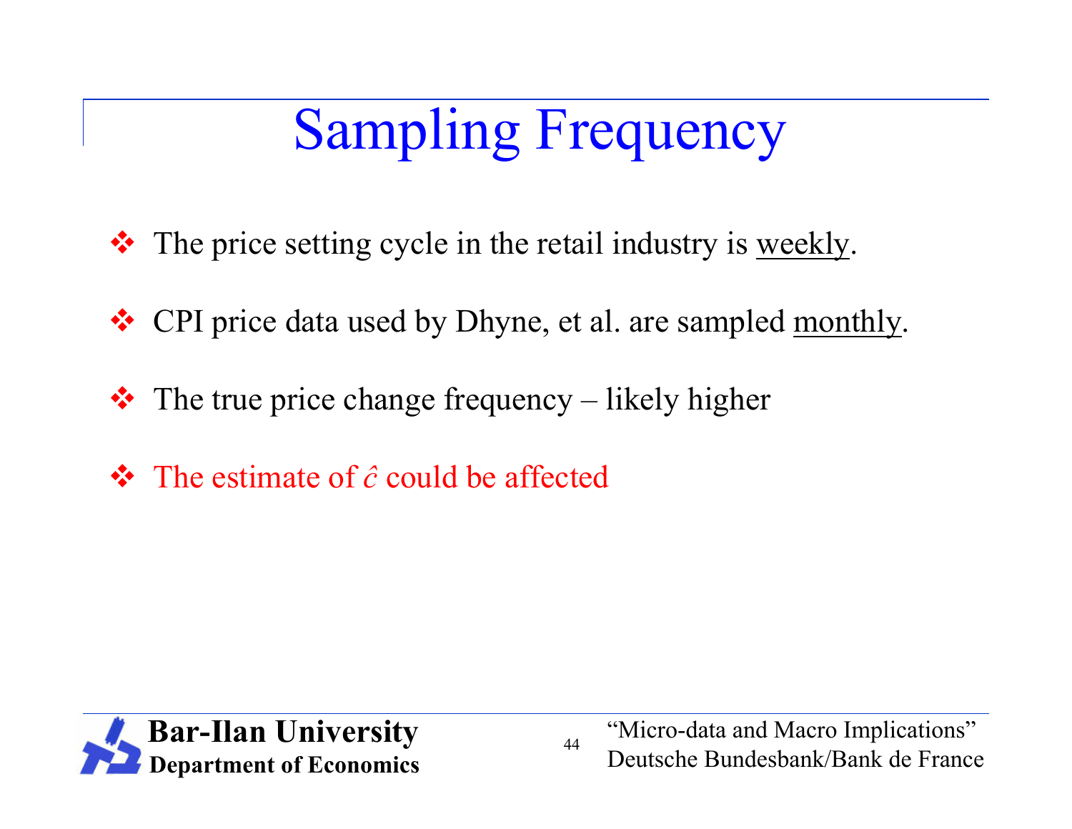# Sampling Frequency

- The price setting cycle in the retail industry is weekly.
- CPI price data used by Dhyne, et al. are sampled monthly.
- The true price change frequency – likely higher
- The estimate of $\hat{c}$ could be affected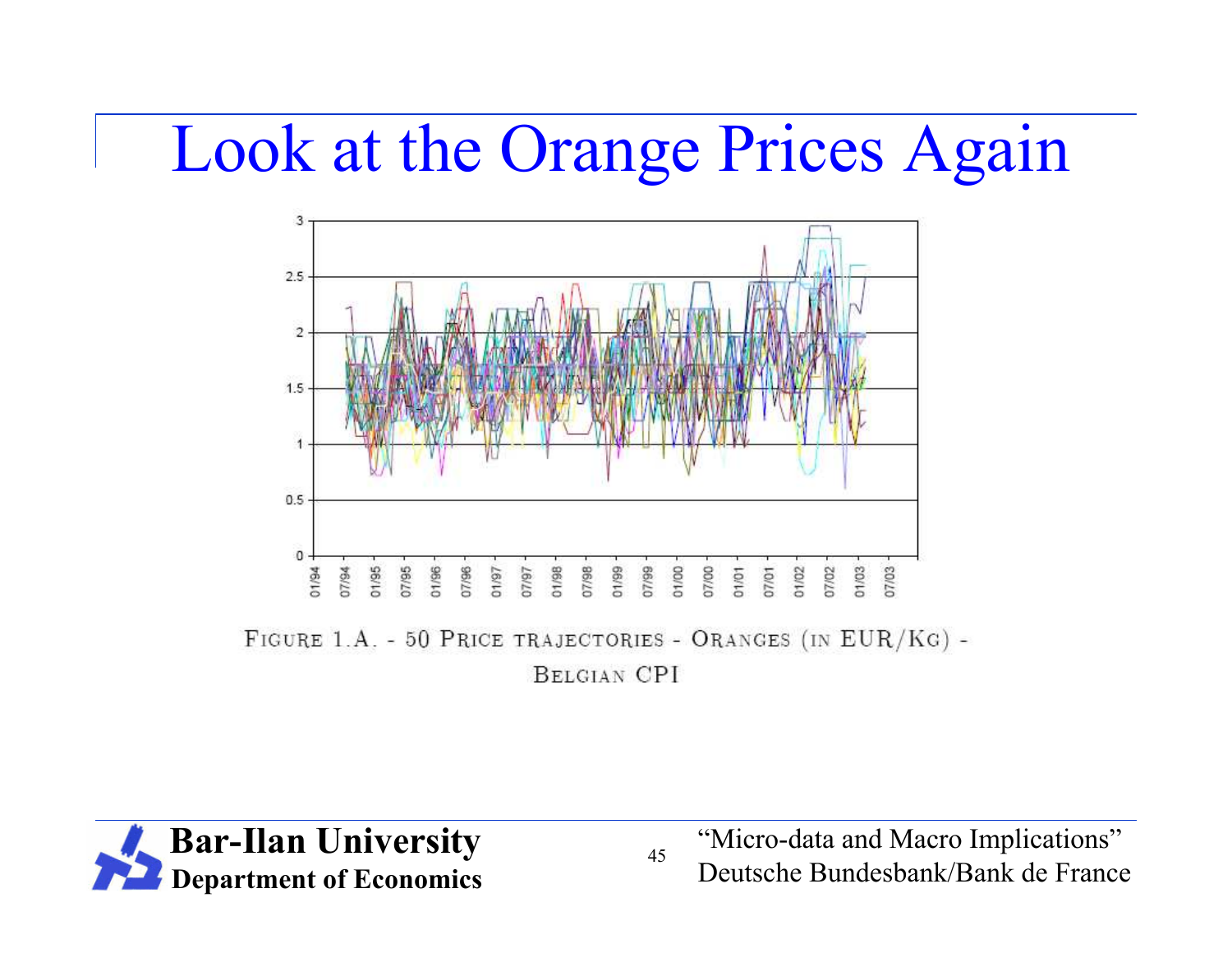# Look at the Orange Prices Again

FIGURE 1.A. - 50 PRICE TRAJECTORIES - ORANGES (IN EUR/KG) - BELGIAN CPI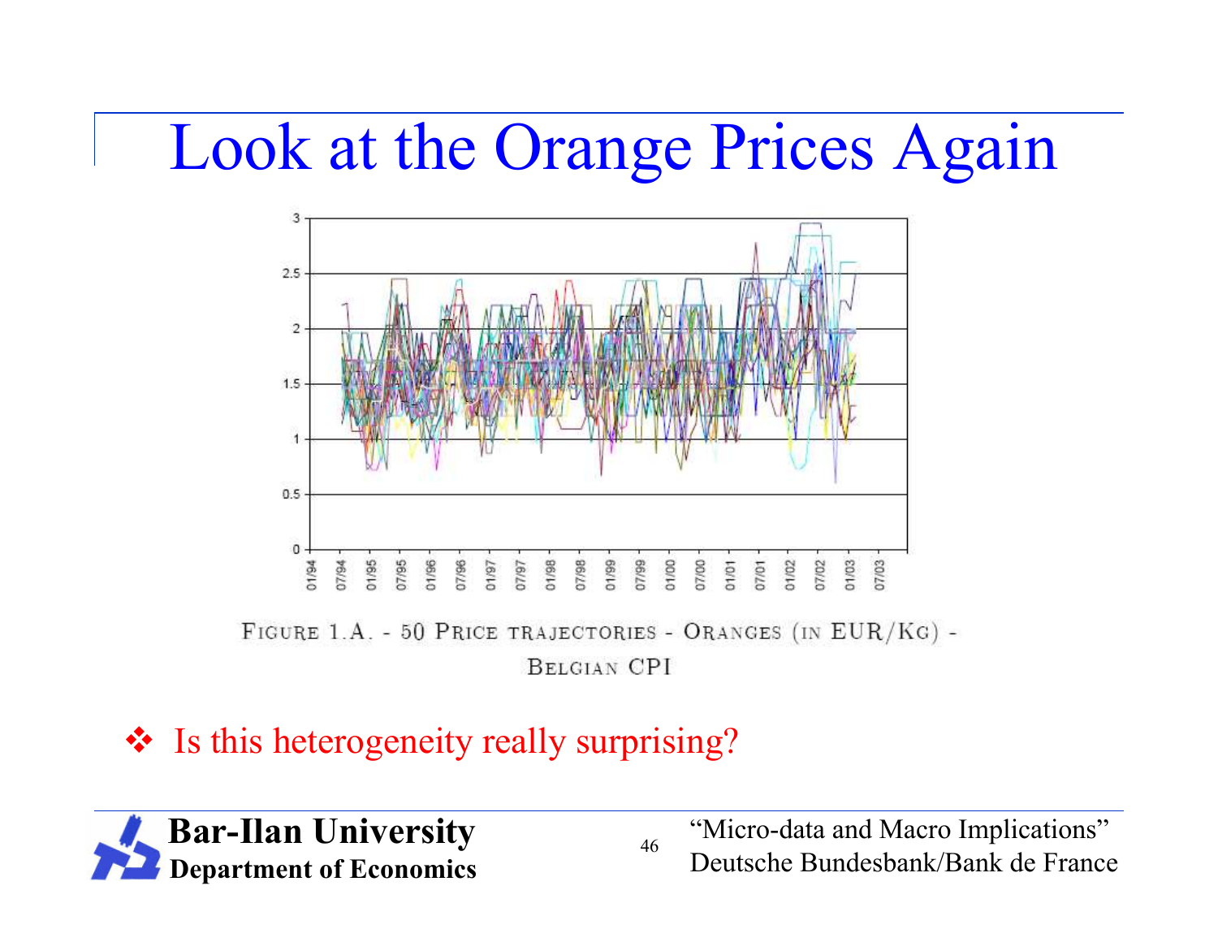# Look at the Orange Prices Again

FIGURE 1.A. - 50 PRICE TRAJECTORIES - ORANGES (IN EUR/KG) - BELGIAN CPI

- Is this heterogeneity really surprising?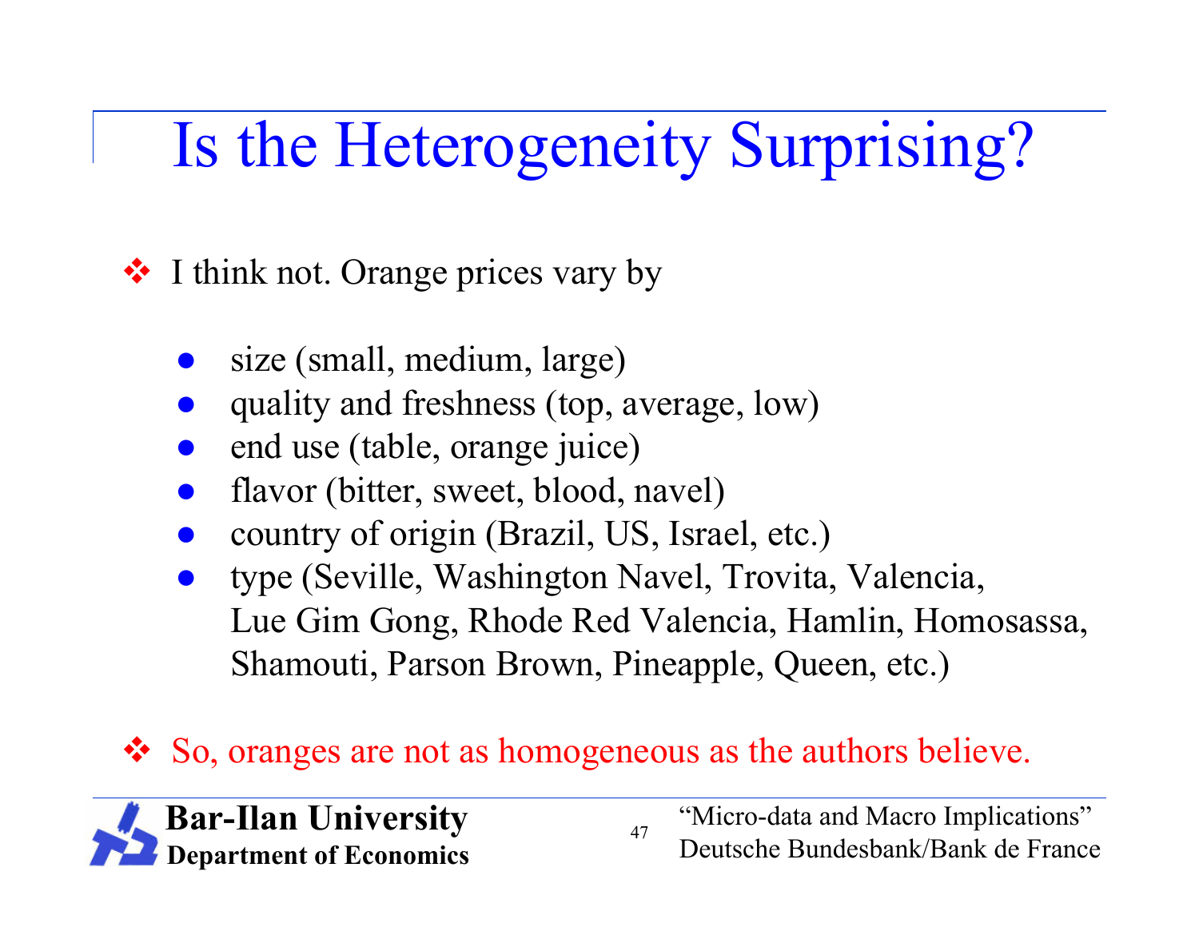# Is the Heterogeneity Surprising?

- I think not. Orange prices vary by
  - size (small, medium, large)
  - quality and freshness (top, average, low)
  - end use (table, orange juice)
  - flavor (bitter, sweet, blood, navel)
  - country of origin (Brazil, US, Israel, etc.)
  - type (Seville, Washington Navel, Trovita, Valencia, Lue Gim Gong, Rhode Red Valencia, Hamlin, Homosassa, Shamouti, Parson Brown, Pineapple, Queen, etc.)
- So, oranges are not as homogeneous as the authors believe.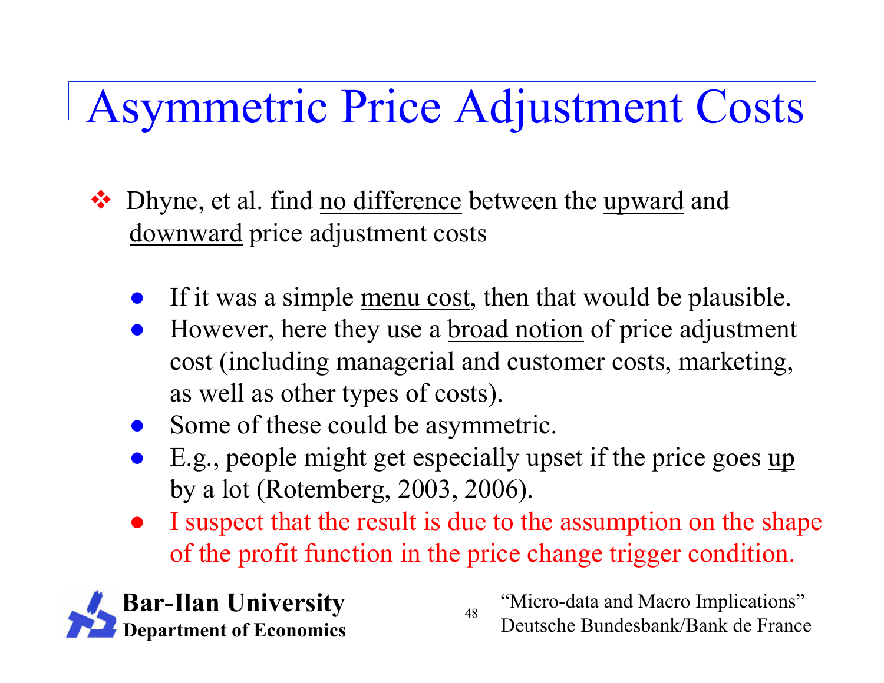# Asymmetric Price Adjustment Costs

- Dhyne, et al. find no difference between the upward and downward price adjustment costs
  - If it was a simple menu cost, then that would be plausible.
  - However, here they use a broad notion of price adjustment cost (including managerial and customer costs, marketing, as well as other types of costs).
  - Some of these could be asymmetric.
  - E.g., people might get especially upset if the price goes up by a lot (Rotemberg, 2003, 2006).
  - I suspect that the result is due to the assumption on the shape of the profit function in the price change trigger condition.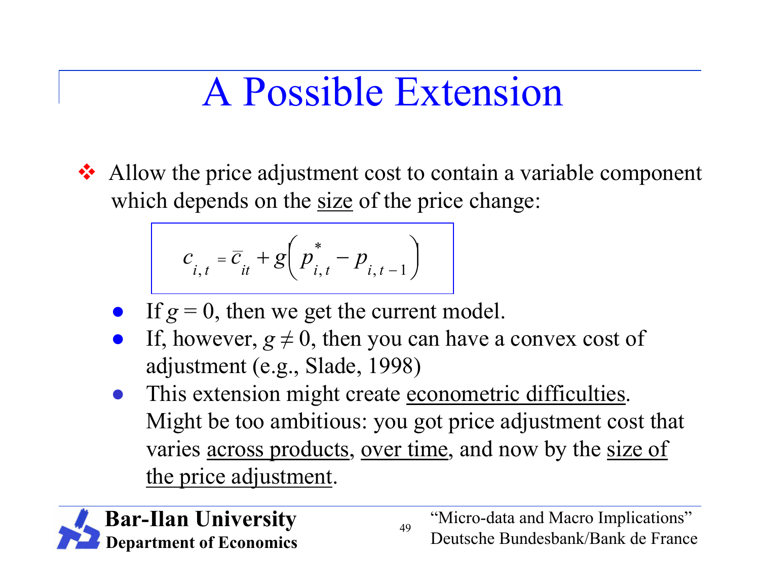# A Possible Extension

- Allow the price adjustment cost to contain a variable component which depends on the <u>size</u> of the price change:

$$c_{i,t} = \bar{c}_{it} + g\left(p^{*}_{i,t} - p_{i,t-1}\right)$$

  - If $g = 0$, then we get the current model.
  - If, however, $g \neq 0$, then you can have a convex cost of adjustment (e.g., Slade, 1998)
  - This extension might create <u>econometric difficulties</u>. Might be too ambitious: you got price adjustment cost that varies <u>across products</u>, <u>over time</u>, and now by the <u>size of the price adjustment</u>.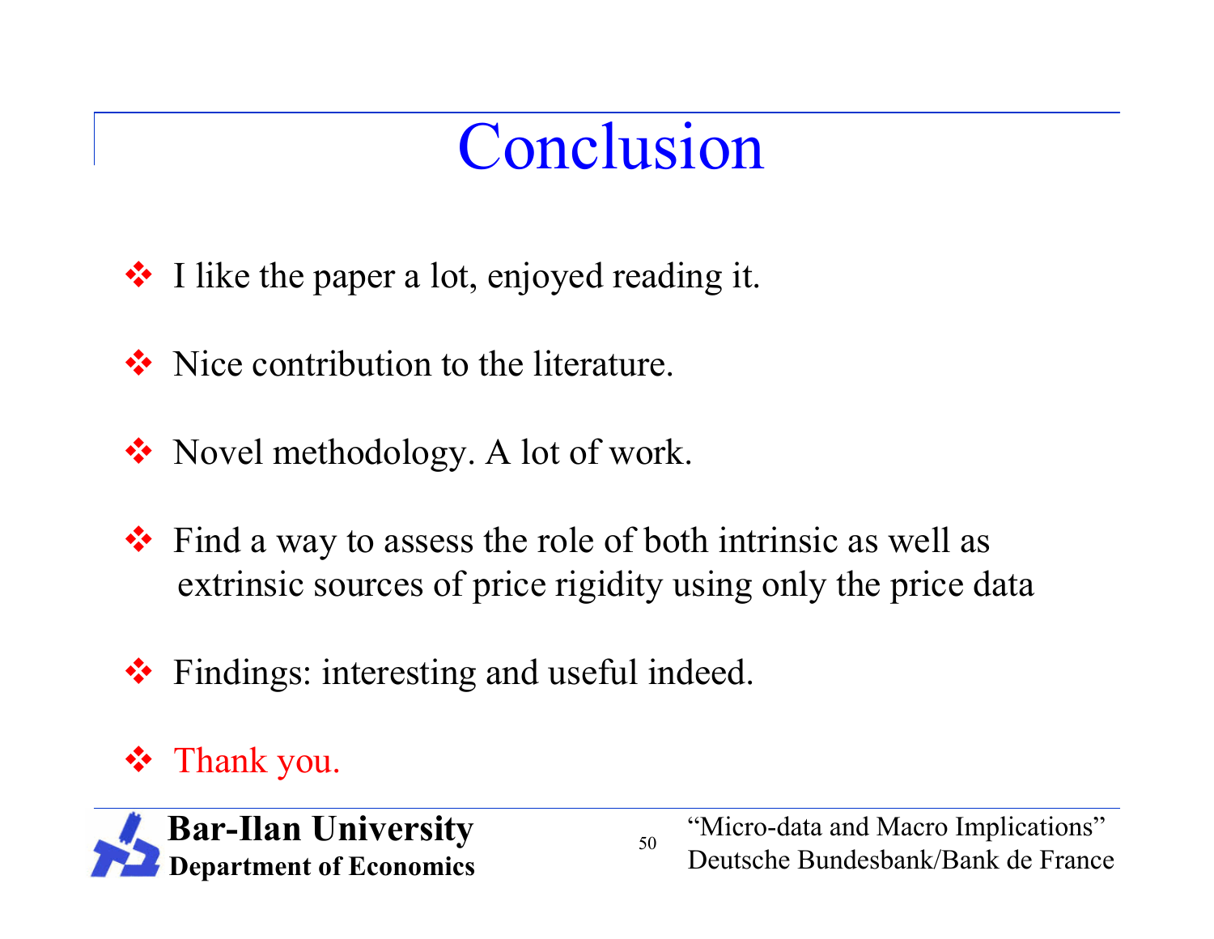# Conclusion

- I like the paper a lot, enjoyed reading it.
- Nice contribution to the literature.
- Novel methodology. A lot of work.
- Find a way to assess the role of both intrinsic as well as extrinsic sources of price rigidity using only the price data
- Findings: interesting and useful indeed.
- Thank you.